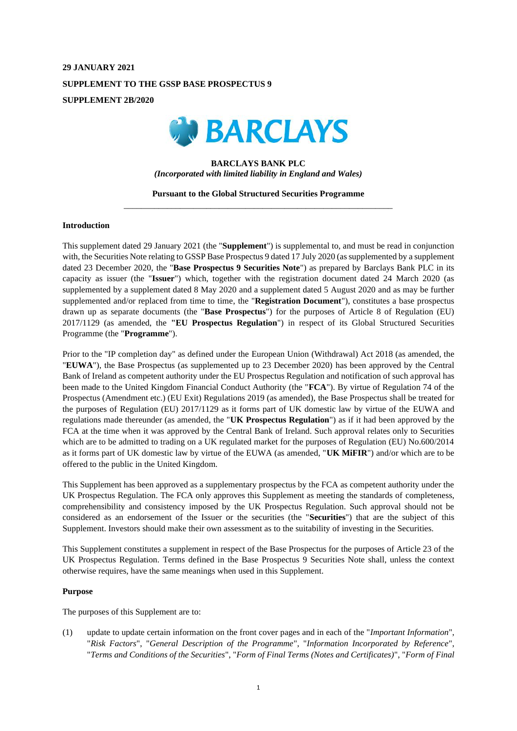**29 JANUARY 2021**

**SUPPLEMENT TO THE GSSP BASE PROSPECTUS 9**

**SUPPLEMENT 2B/2020**

**BARCLAYS**

**BARCLAYS BANK PLC**
*(Incorporated with limited liability in England and Wales)*

**Pursuant to the Global Structured Securities Programme**

---

**Introduction**

This supplement dated 29 January 2021 (the "**Supplement**") is supplemental to, and must be read in conjunction with, the Securities Note relating to GSSP Base Prospectus 9 dated 17 July 2020 (as supplemented by a supplement dated 23 December 2020, the "**Base Prospectus 9 Securities Note**") as prepared by Barclays Bank PLC in its capacity as issuer (the "**Issuer**") which, together with the registration document dated 24 March 2020 (as supplemented by a supplement dated 8 May 2020 and a supplement dated 5 August 2020 and as may be further supplemented and/or replaced from time to time, the "**Registration Document**"), constitutes a base prospectus drawn up as separate documents (the "**Base Prospectus**") for the purposes of Article 8 of Regulation (EU) 2017/1129 (as amended, the **"EU Prospectus Regulation**") in respect of its Global Structured Securities Programme (the "**Programme**").

Prior to the "IP completion day" as defined under the European Union (Withdrawal) Act 2018 (as amended, the "**EUWA**"), the Base Prospectus (as supplemented up to 23 December 2020) has been approved by the Central Bank of Ireland as competent authority under the EU Prospectus Regulation and notification of such approval has been made to the United Kingdom Financial Conduct Authority (the "**FCA**"). By virtue of Regulation 74 of the Prospectus (Amendment etc.) (EU Exit) Regulations 2019 (as amended), the Base Prospectus shall be treated for the purposes of Regulation (EU) 2017/1129 as it forms part of UK domestic law by virtue of the EUWA and regulations made thereunder (as amended, the "**UK Prospectus Regulation**") as if it had been approved by the FCA at the time when it was approved by the Central Bank of Ireland. Such approval relates only to Securities which are to be admitted to trading on a UK regulated market for the purposes of Regulation (EU) No.600/2014 as it forms part of UK domestic law by virtue of the EUWA (as amended, "**UK MiFIR**") and/or which are to be offered to the public in the United Kingdom.

This Supplement has been approved as a supplementary prospectus by the FCA as competent authority under the UK Prospectus Regulation. The FCA only approves this Supplement as meeting the standards of completeness, comprehensibility and consistency imposed by the UK Prospectus Regulation. Such approval should not be considered as an endorsement of the Issuer or the securities (the "**Securities**") that are the subject of this Supplement. Investors should make their own assessment as to the suitability of investing in the Securities.

This Supplement constitutes a supplement in respect of the Base Prospectus for the purposes of Article 23 of the UK Prospectus Regulation. Terms defined in the Base Prospectus 9 Securities Note shall, unless the context otherwise requires, have the same meanings when used in this Supplement.

**Purpose**

The purposes of this Supplement are to:

(1) update to update certain information on the front cover pages and in each of the "*Important Information*", "*Risk Factors*", "*General Description of the Programme*", "*Information Incorporated by Reference*", "*Terms and Conditions of the Securities*", "*Form of Final Terms (Notes and Certificates)*", "*Form of Final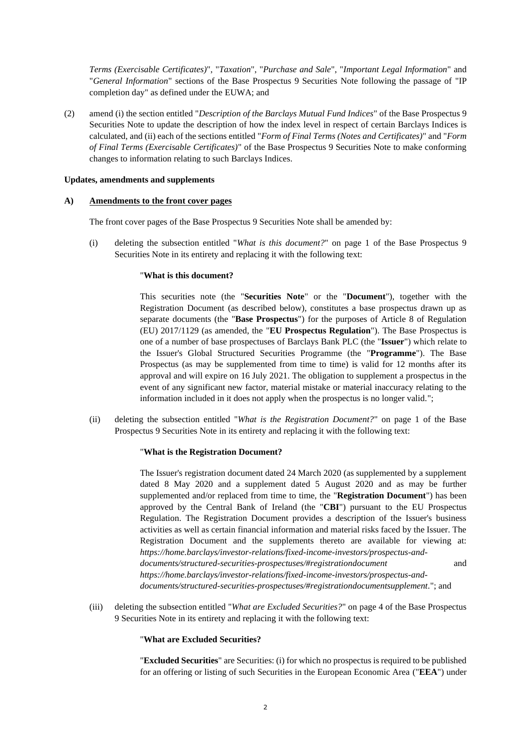*Terms (Exercisable Certificates)*", "*Taxation*", "*Purchase and Sale*", "*Important Legal Information*" and "*General Information*" sections of the Base Prospectus 9 Securities Note following the passage of "IP completion day" as defined under the EUWA; and

(2) amend (i) the section entitled "*Description of the Barclays Mutual Fund Indices*" of the Base Prospectus 9 Securities Note to update the description of how the index level in respect of certain Barclays Indices is calculated, and (ii) each of the sections entitled "*Form of Final Terms (Notes and Certificates)*" and "*Form of Final Terms (Exercisable Certificates)*" of the Base Prospectus 9 Securities Note to make conforming changes to information relating to such Barclays Indices.

**Updates, amendments and supplements**

**A) Amendments to the front cover pages**

The front cover pages of the Base Prospectus 9 Securities Note shall be amended by:

(i) deleting the subsection entitled "*What is this document?*" on page 1 of the Base Prospectus 9 Securities Note in its entirety and replacing it with the following text:

"**What is this document?**

This securities note (the "**Securities Note**" or the "**Document**"), together with the Registration Document (as described below), constitutes a base prospectus drawn up as separate documents (the "**Base Prospectus**") for the purposes of Article 8 of Regulation (EU) 2017/1129 (as amended, the "**EU Prospectus Regulation**"). The Base Prospectus is one of a number of base prospectuses of Barclays Bank PLC (the "**Issuer**") which relate to the Issuer's Global Structured Securities Programme (the "**Programme**"). The Base Prospectus (as may be supplemented from time to time) is valid for 12 months after its approval and will expire on 16 July 2021. The obligation to supplement a prospectus in the event of any significant new factor, material mistake or material inaccuracy relating to the information included in it does not apply when the prospectus is no longer valid.";

(ii) deleting the subsection entitled "*What is the Registration Document?*" on page 1 of the Base Prospectus 9 Securities Note in its entirety and replacing it with the following text:

"**What is the Registration Document?**

The Issuer's registration document dated 24 March 2020 (as supplemented by a supplement dated 8 May 2020 and a supplement dated 5 August 2020 and as may be further supplemented and/or replaced from time to time, the "**Registration Document**") has been approved by the Central Bank of Ireland (the "**CBI**") pursuant to the EU Prospectus Regulation. The Registration Document provides a description of the Issuer's business activities as well as certain financial information and material risks faced by the Issuer. The Registration Document and the supplements thereto are available for viewing at: *https://home.barclays/investor-relations/fixed-income-investors/prospectus-and-documents/structured-securities-prospectuses/#registrationdocument* and *https://home.barclays/investor-relations/fixed-income-investors/prospectus-and-documents/structured-securities-prospectuses/#registrationdocumentsupplement*."; and

(iii) deleting the subsection entitled "*What are Excluded Securities?*" on page 4 of the Base Prospectus 9 Securities Note in its entirety and replacing it with the following text:

"**What are Excluded Securities?**

"**Excluded Securities**" are Securities: (i) for which no prospectus is required to be published for an offering or listing of such Securities in the European Economic Area ("**EEA**") under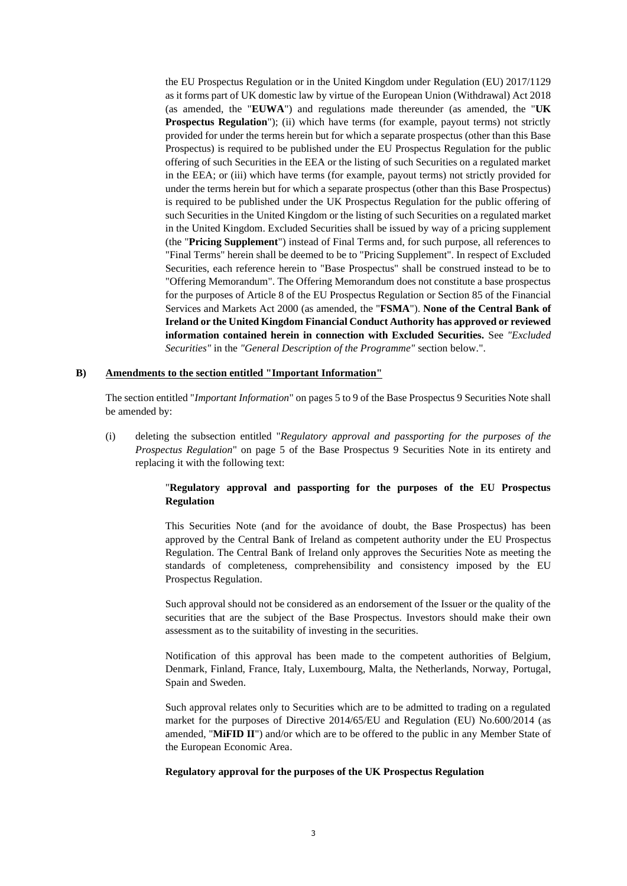the EU Prospectus Regulation or in the United Kingdom under Regulation (EU) 2017/1129 as it forms part of UK domestic law by virtue of the European Union (Withdrawal) Act 2018 (as amended, the "**EUWA**") and regulations made thereunder (as amended, the "**UK Prospectus Regulation**"); (ii) which have terms (for example, payout terms) not strictly provided for under the terms herein but for which a separate prospectus (other than this Base Prospectus) is required to be published under the EU Prospectus Regulation for the public offering of such Securities in the EEA or the listing of such Securities on a regulated market in the EEA; or (iii) which have terms (for example, payout terms) not strictly provided for under the terms herein but for which a separate prospectus (other than this Base Prospectus) is required to be published under the UK Prospectus Regulation for the public offering of such Securities in the United Kingdom or the listing of such Securities on a regulated market in the United Kingdom. Excluded Securities shall be issued by way of a pricing supplement (the "**Pricing Supplement**") instead of Final Terms and, for such purpose, all references to "Final Terms" herein shall be deemed to be to "Pricing Supplement". In respect of Excluded Securities, each reference herein to "Base Prospectus" shall be construed instead to be to "Offering Memorandum". The Offering Memorandum does not constitute a base prospectus for the purposes of Article 8 of the EU Prospectus Regulation or Section 85 of the Financial Services and Markets Act 2000 (as amended, the "**FSMA**"). **None of the Central Bank of Ireland or the United Kingdom Financial Conduct Authority has approved or reviewed information contained herein in connection with Excluded Securities.** See *"Excluded Securities"* in the *"General Description of the Programme"* section below.".

**B) Amendments to the section entitled "Important Information"**

The section entitled "*Important Information*" on pages 5 to 9 of the Base Prospectus 9 Securities Note shall be amended by:

(i) deleting the subsection entitled "*Regulatory approval and passporting for the purposes of the Prospectus Regulation*" on page 5 of the Base Prospectus 9 Securities Note in its entirety and replacing it with the following text:

"**Regulatory approval and passporting for the purposes of the EU Prospectus Regulation**

This Securities Note (and for the avoidance of doubt, the Base Prospectus) has been approved by the Central Bank of Ireland as competent authority under the EU Prospectus Regulation. The Central Bank of Ireland only approves the Securities Note as meeting the standards of completeness, comprehensibility and consistency imposed by the EU Prospectus Regulation.

Such approval should not be considered as an endorsement of the Issuer or the quality of the securities that are the subject of the Base Prospectus. Investors should make their own assessment as to the suitability of investing in the securities.

Notification of this approval has been made to the competent authorities of Belgium, Denmark, Finland, France, Italy, Luxembourg, Malta, the Netherlands, Norway, Portugal, Spain and Sweden.

Such approval relates only to Securities which are to be admitted to trading on a regulated market for the purposes of Directive 2014/65/EU and Regulation (EU) No.600/2014 (as amended, "**MiFID II**") and/or which are to be offered to the public in any Member State of the European Economic Area.

**Regulatory approval for the purposes of the UK Prospectus Regulation**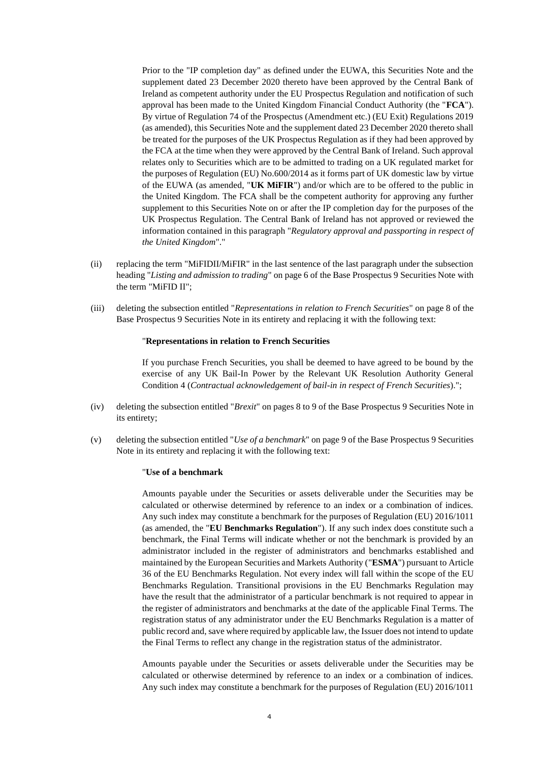Prior to the "IP completion day" as defined under the EUWA, this Securities Note and the supplement dated 23 December 2020 thereto have been approved by the Central Bank of Ireland as competent authority under the EU Prospectus Regulation and notification of such approval has been made to the United Kingdom Financial Conduct Authority (the "**FCA**"). By virtue of Regulation 74 of the Prospectus (Amendment etc.) (EU Exit) Regulations 2019 (as amended), this Securities Note and the supplement dated 23 December 2020 thereto shall be treated for the purposes of the UK Prospectus Regulation as if they had been approved by the FCA at the time when they were approved by the Central Bank of Ireland. Such approval relates only to Securities which are to be admitted to trading on a UK regulated market for the purposes of Regulation (EU) No.600/2014 as it forms part of UK domestic law by virtue of the EUWA (as amended, "**UK MiFIR**") and/or which are to be offered to the public in the United Kingdom. The FCA shall be the competent authority for approving any further supplement to this Securities Note on or after the IP completion day for the purposes of the UK Prospectus Regulation. The Central Bank of Ireland has not approved or reviewed the information contained in this paragraph "*Regulatory approval and passporting in respect of the United Kingdom*"."

(ii) replacing the term "MiFIDII/MiFIR" in the last sentence of the last paragraph under the subsection heading "*Listing and admission to trading*" on page 6 of the Base Prospectus 9 Securities Note with the term "MiFID II";

(iii) deleting the subsection entitled "*Representations in relation to French Securities*" on page 8 of the Base Prospectus 9 Securities Note in its entirety and replacing it with the following text:

"**Representations in relation to French Securities**

If you purchase French Securities, you shall be deemed to have agreed to be bound by the exercise of any UK Bail-In Power by the Relevant UK Resolution Authority General Condition 4 (*Contractual acknowledgement of bail-in in respect of French Securities*).";

(iv) deleting the subsection entitled "*Brexit*" on pages 8 to 9 of the Base Prospectus 9 Securities Note in its entirety;

(v) deleting the subsection entitled "*Use of a benchmark*" on page 9 of the Base Prospectus 9 Securities Note in its entirety and replacing it with the following text:

"**Use of a benchmark**

Amounts payable under the Securities or assets deliverable under the Securities may be calculated or otherwise determined by reference to an index or a combination of indices. Any such index may constitute a benchmark for the purposes of Regulation (EU) 2016/1011 (as amended, the "**EU Benchmarks Regulation**"). If any such index does constitute such a benchmark, the Final Terms will indicate whether or not the benchmark is provided by an administrator included in the register of administrators and benchmarks established and maintained by the European Securities and Markets Authority ("**ESMA**") pursuant to Article 36 of the EU Benchmarks Regulation. Not every index will fall within the scope of the EU Benchmarks Regulation. Transitional provisions in the EU Benchmarks Regulation may have the result that the administrator of a particular benchmark is not required to appear in the register of administrators and benchmarks at the date of the applicable Final Terms. The registration status of any administrator under the EU Benchmarks Regulation is a matter of public record and, save where required by applicable law, the Issuer does not intend to update the Final Terms to reflect any change in the registration status of the administrator.

Amounts payable under the Securities or assets deliverable under the Securities may be calculated or otherwise determined by reference to an index or a combination of indices. Any such index may constitute a benchmark for the purposes of Regulation (EU) 2016/1011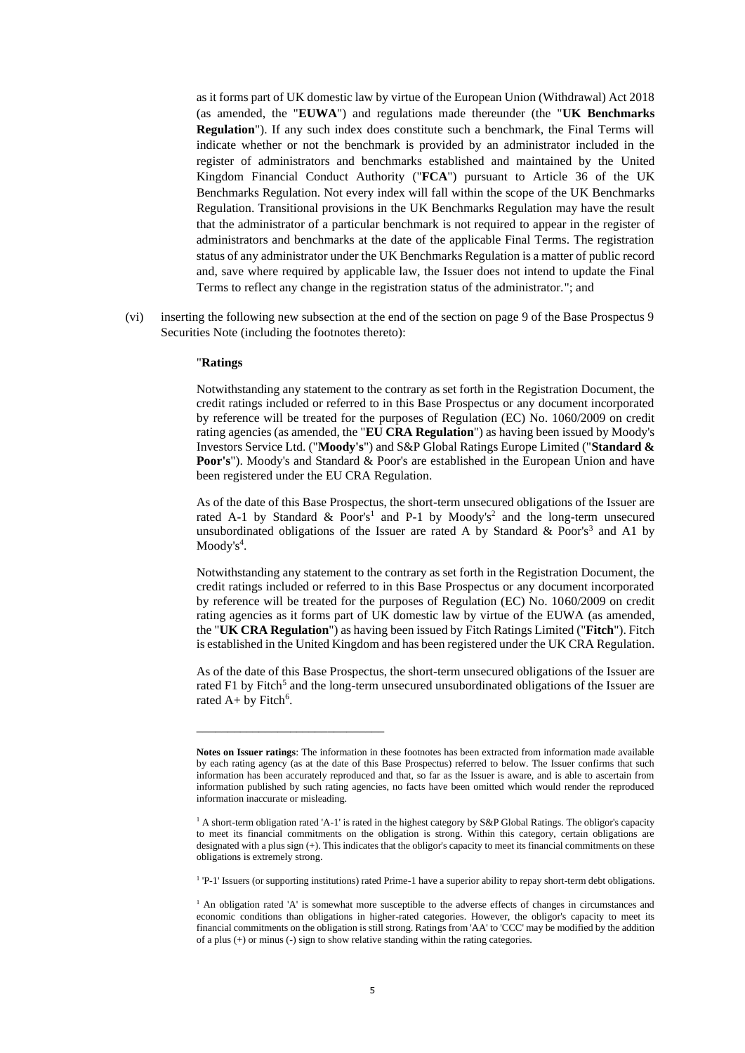as it forms part of UK domestic law by virtue of the European Union (Withdrawal) Act 2018 (as amended, the "**EUWA**") and regulations made thereunder (the "**UK Benchmarks Regulation**"). If any such index does constitute such a benchmark, the Final Terms will indicate whether or not the benchmark is provided by an administrator included in the register of administrators and benchmarks established and maintained by the United Kingdom Financial Conduct Authority ("**FCA**") pursuant to Article 36 of the UK Benchmarks Regulation. Not every index will fall within the scope of the UK Benchmarks Regulation. Transitional provisions in the UK Benchmarks Regulation may have the result that the administrator of a particular benchmark is not required to appear in the register of administrators and benchmarks at the date of the applicable Final Terms. The registration status of any administrator under the UK Benchmarks Regulation is a matter of public record and, save where required by applicable law, the Issuer does not intend to update the Final Terms to reflect any change in the registration status of the administrator."; and

(vi) inserting the following new subsection at the end of the section on page 9 of the Base Prospectus 9 Securities Note (including the footnotes thereto):

"**Ratings**

Notwithstanding any statement to the contrary as set forth in the Registration Document, the credit ratings included or referred to in this Base Prospectus or any document incorporated by reference will be treated for the purposes of Regulation (EC) No. 1060/2009 on credit rating agencies (as amended, the "**EU CRA Regulation**") as having been issued by Moody's Investors Service Ltd. ("**Moody's**") and S&P Global Ratings Europe Limited ("**Standard & Poor's**"). Moody's and Standard & Poor's are established in the European Union and have been registered under the EU CRA Regulation.

As of the date of this Base Prospectus, the short-term unsecured obligations of the Issuer are rated A-1 by Standard & Poor's[1] and P-1 by Moody's[2] and the long-term unsecured unsubordinated obligations of the Issuer are rated A by Standard & Poor's[3] and A1 by Moody's[4].

Notwithstanding any statement to the contrary as set forth in the Registration Document, the credit ratings included or referred to in this Base Prospectus or any document incorporated by reference will be treated for the purposes of Regulation (EC) No. 1060/2009 on credit rating agencies as it forms part of UK domestic law by virtue of the EUWA (as amended, the "**UK CRA Regulation**") as having been issued by Fitch Ratings Limited ("**Fitch**"). Fitch is established in the United Kingdom and has been registered under the UK CRA Regulation.

As of the date of this Base Prospectus, the short-term unsecured obligations of the Issuer are rated F1 by Fitch[5] and the long-term unsecured unsubordinated obligations of the Issuer are rated A+ by Fitch[6].

---

**Notes on Issuer ratings**: The information in these footnotes has been extracted from information made available by each rating agency (as at the date of this Base Prospectus) referred to below. The Issuer confirms that such information has been accurately reproduced and that, so far as the Issuer is aware, and is able to ascertain from information published by such rating agencies, no facts have been omitted which would render the reproduced information inaccurate or misleading.

[1] A short-term obligation rated 'A-1' is rated in the highest category by S&P Global Ratings. The obligor's capacity to meet its financial commitments on the obligation is strong. Within this category, certain obligations are designated with a plus sign (+). This indicates that the obligor's capacity to meet its financial commitments on these obligations is extremely strong.

[1] 'P-1' Issuers (or supporting institutions) rated Prime-1 have a superior ability to repay short-term debt obligations.

[1] An obligation rated 'A' is somewhat more susceptible to the adverse effects of changes in circumstances and economic conditions than obligations in higher-rated categories. However, the obligor's capacity to meet its financial commitments on the obligation is still strong. Ratings from 'AA' to 'CCC' may be modified by the addition of a plus (+) or minus (-) sign to show relative standing within the rating categories.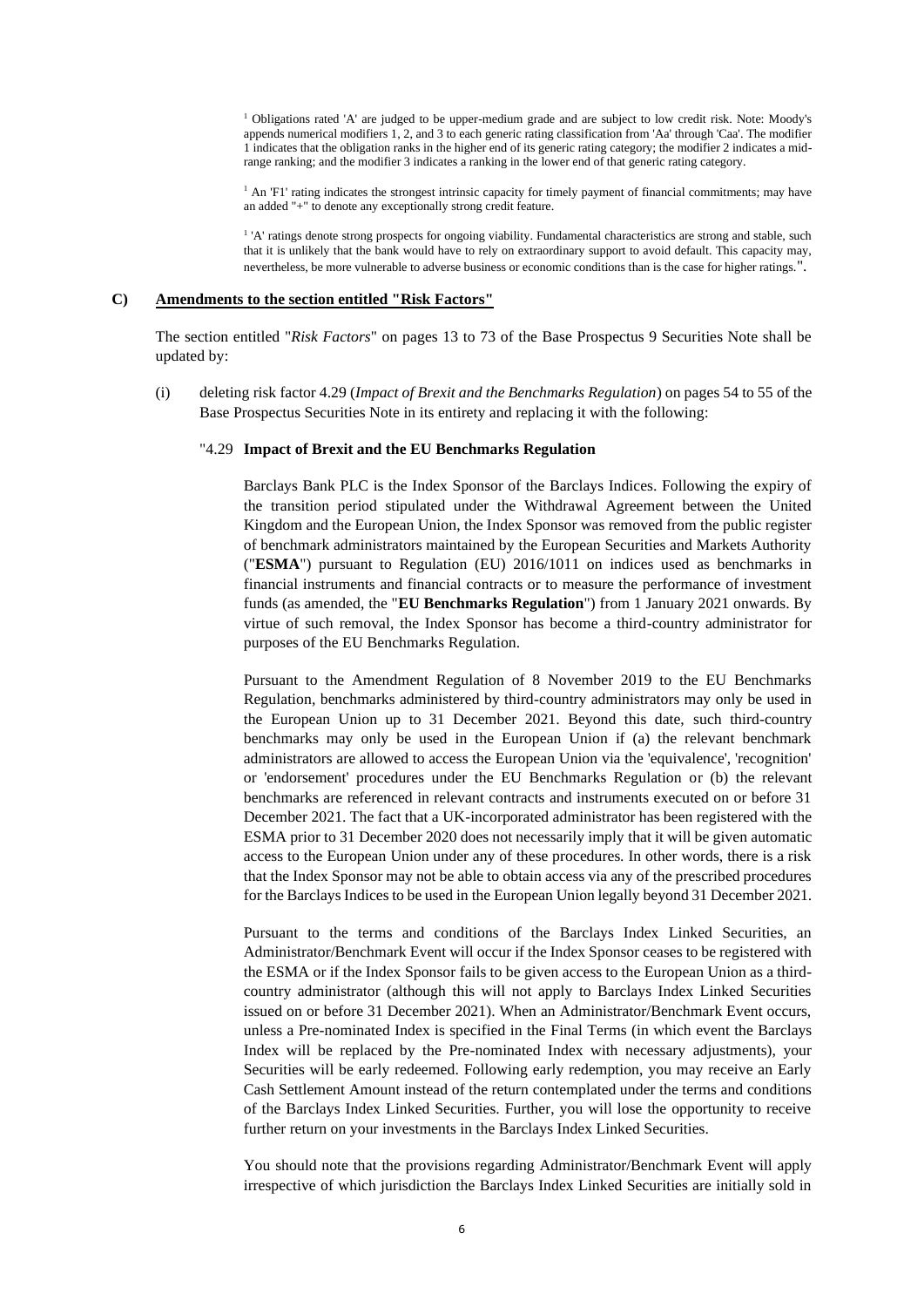[1] Obligations rated 'A' are judged to be upper-medium grade and are subject to low credit risk. Note: Moody's appends numerical modifiers 1, 2, and 3 to each generic rating classification from 'Aa' through 'Caa'. The modifier 1 indicates that the obligation ranks in the higher end of its generic rating category; the modifier 2 indicates a mid-range ranking; and the modifier 3 indicates a ranking in the lower end of that generic rating category.

[1] An 'F1' rating indicates the strongest intrinsic capacity for timely payment of financial commitments; may have an added "+" to denote any exceptionally strong credit feature.

[1] 'A' ratings denote strong prospects for ongoing viability. Fundamental characteristics are strong and stable, such that it is unlikely that the bank would have to rely on extraordinary support to avoid default. This capacity may, nevertheless, be more vulnerable to adverse business or economic conditions than is the case for higher ratings.".

## C) Amendments to the section entitled "Risk Factors"

The section entitled "*Risk Factors*" on pages 13 to 73 of the Base Prospectus 9 Securities Note shall be updated by:

(i) deleting risk factor 4.29 (*Impact of Brexit and the Benchmarks Regulation*) on pages 54 to 55 of the Base Prospectus Securities Note in its entirety and replacing it with the following:

"4.29 **Impact of Brexit and the EU Benchmarks Regulation**

Barclays Bank PLC is the Index Sponsor of the Barclays Indices. Following the expiry of the transition period stipulated under the Withdrawal Agreement between the United Kingdom and the European Union, the Index Sponsor was removed from the public register of benchmark administrators maintained by the European Securities and Markets Authority ("**ESMA**") pursuant to Regulation (EU) 2016/1011 on indices used as benchmarks in financial instruments and financial contracts or to measure the performance of investment funds (as amended, the "**EU Benchmarks Regulation**") from 1 January 2021 onwards. By virtue of such removal, the Index Sponsor has become a third-country administrator for purposes of the EU Benchmarks Regulation.

Pursuant to the Amendment Regulation of 8 November 2019 to the EU Benchmarks Regulation, benchmarks administered by third-country administrators may only be used in the European Union up to 31 December 2021. Beyond this date, such third-country benchmarks may only be used in the European Union if (a) the relevant benchmark administrators are allowed to access the European Union via the 'equivalence', 'recognition' or 'endorsement' procedures under the EU Benchmarks Regulation or (b) the relevant benchmarks are referenced in relevant contracts and instruments executed on or before 31 December 2021. The fact that a UK-incorporated administrator has been registered with the ESMA prior to 31 December 2020 does not necessarily imply that it will be given automatic access to the European Union under any of these procedures. In other words, there is a risk that the Index Sponsor may not be able to obtain access via any of the prescribed procedures for the Barclays Indices to be used in the European Union legally beyond 31 December 2021.

Pursuant to the terms and conditions of the Barclays Index Linked Securities, an Administrator/Benchmark Event will occur if the Index Sponsor ceases to be registered with the ESMA or if the Index Sponsor fails to be given access to the European Union as a third-country administrator (although this will not apply to Barclays Index Linked Securities issued on or before 31 December 2021). When an Administrator/Benchmark Event occurs, unless a Pre-nominated Index is specified in the Final Terms (in which event the Barclays Index will be replaced by the Pre-nominated Index with necessary adjustments), your Securities will be early redeemed. Following early redemption, you may receive an Early Cash Settlement Amount instead of the return contemplated under the terms and conditions of the Barclays Index Linked Securities. Further, you will lose the opportunity to receive further return on your investments in the Barclays Index Linked Securities.

You should note that the provisions regarding Administrator/Benchmark Event will apply irrespective of which jurisdiction the Barclays Index Linked Securities are initially sold in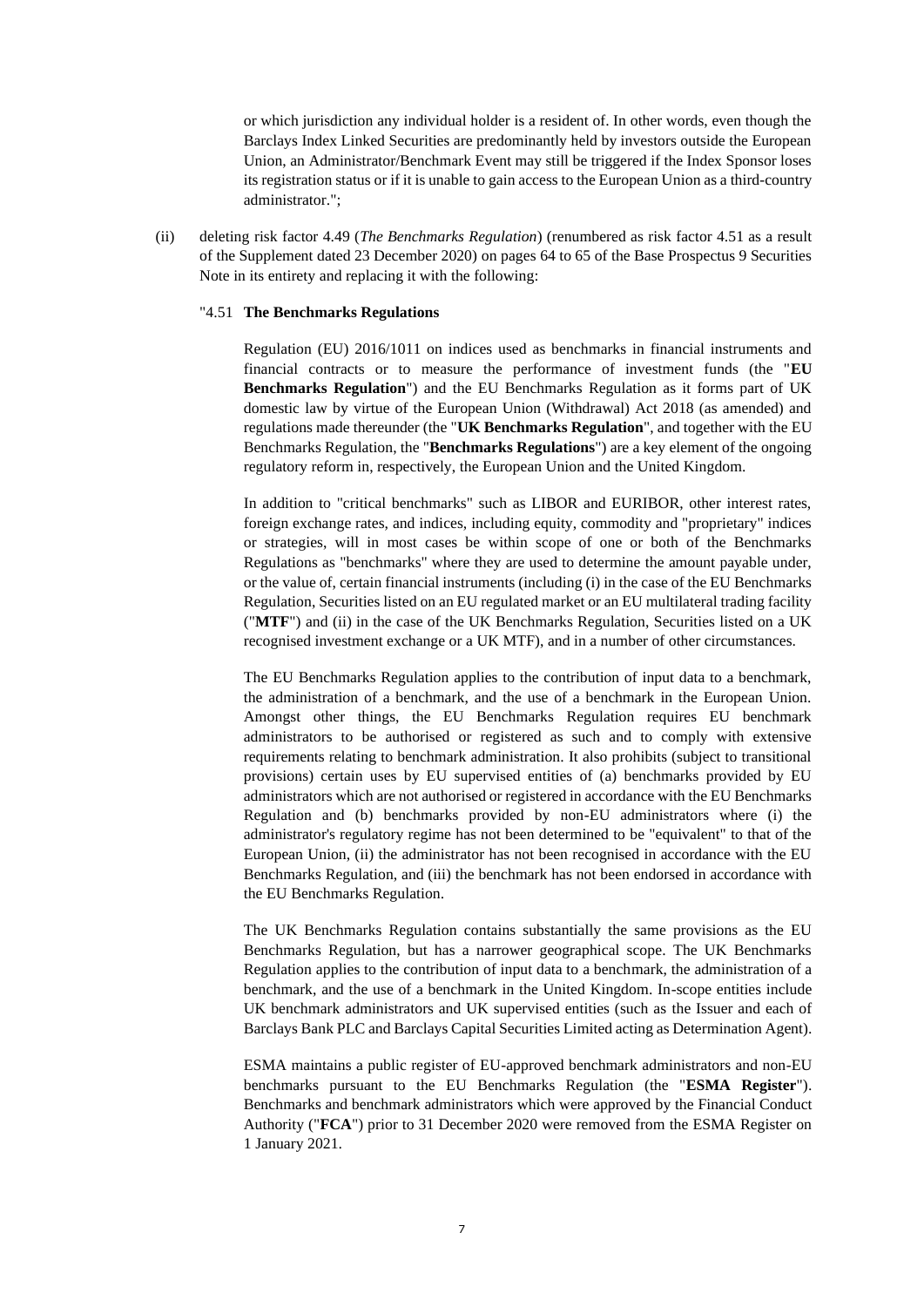or which jurisdiction any individual holder is a resident of. In other words, even though the Barclays Index Linked Securities are predominantly held by investors outside the European Union, an Administrator/Benchmark Event may still be triggered if the Index Sponsor loses its registration status or if it is unable to gain access to the European Union as a third-country administrator.";

(ii) deleting risk factor 4.49 (*The Benchmarks Regulation*) (renumbered as risk factor 4.51 as a result of the Supplement dated 23 December 2020) on pages 64 to 65 of the Base Prospectus 9 Securities Note in its entirety and replacing it with the following:

"4.51 **The Benchmarks Regulations**

Regulation (EU) 2016/1011 on indices used as benchmarks in financial instruments and financial contracts or to measure the performance of investment funds (the "**EU Benchmarks Regulation**") and the EU Benchmarks Regulation as it forms part of UK domestic law by virtue of the European Union (Withdrawal) Act 2018 (as amended) and regulations made thereunder (the "**UK Benchmarks Regulation**", and together with the EU Benchmarks Regulation, the "**Benchmarks Regulations**") are a key element of the ongoing regulatory reform in, respectively, the European Union and the United Kingdom.

In addition to "critical benchmarks" such as LIBOR and EURIBOR, other interest rates, foreign exchange rates, and indices, including equity, commodity and "proprietary" indices or strategies, will in most cases be within scope of one or both of the Benchmarks Regulations as "benchmarks" where they are used to determine the amount payable under, or the value of, certain financial instruments (including (i) in the case of the EU Benchmarks Regulation, Securities listed on an EU regulated market or an EU multilateral trading facility ("**MTF**") and (ii) in the case of the UK Benchmarks Regulation, Securities listed on a UK recognised investment exchange or a UK MTF), and in a number of other circumstances.

The EU Benchmarks Regulation applies to the contribution of input data to a benchmark, the administration of a benchmark, and the use of a benchmark in the European Union. Amongst other things, the EU Benchmarks Regulation requires EU benchmark administrators to be authorised or registered as such and to comply with extensive requirements relating to benchmark administration. It also prohibits (subject to transitional provisions) certain uses by EU supervised entities of (a) benchmarks provided by EU administrators which are not authorised or registered in accordance with the EU Benchmarks Regulation and (b) benchmarks provided by non-EU administrators where (i) the administrator's regulatory regime has not been determined to be "equivalent" to that of the European Union, (ii) the administrator has not been recognised in accordance with the EU Benchmarks Regulation, and (iii) the benchmark has not been endorsed in accordance with the EU Benchmarks Regulation.

The UK Benchmarks Regulation contains substantially the same provisions as the EU Benchmarks Regulation, but has a narrower geographical scope. The UK Benchmarks Regulation applies to the contribution of input data to a benchmark, the administration of a benchmark, and the use of a benchmark in the United Kingdom. In-scope entities include UK benchmark administrators and UK supervised entities (such as the Issuer and each of Barclays Bank PLC and Barclays Capital Securities Limited acting as Determination Agent).

ESMA maintains a public register of EU-approved benchmark administrators and non-EU benchmarks pursuant to the EU Benchmarks Regulation (the "**ESMA Register**"). Benchmarks and benchmark administrators which were approved by the Financial Conduct Authority ("**FCA**") prior to 31 December 2020 were removed from the ESMA Register on 1 January 2021.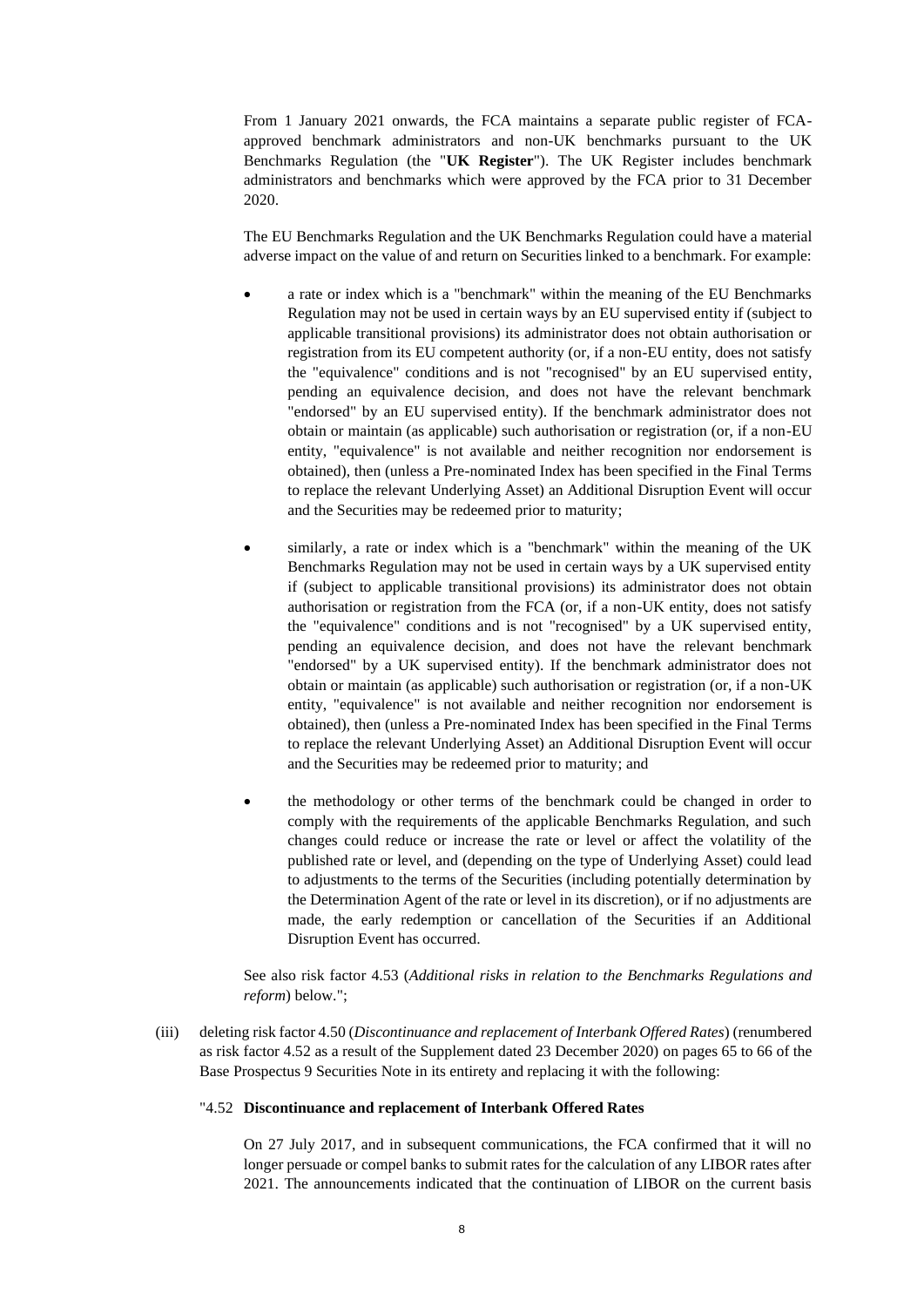From 1 January 2021 onwards, the FCA maintains a separate public register of FCA-approved benchmark administrators and non-UK benchmarks pursuant to the UK Benchmarks Regulation (the "**UK Register**"). The UK Register includes benchmark administrators and benchmarks which were approved by the FCA prior to 31 December 2020.

The EU Benchmarks Regulation and the UK Benchmarks Regulation could have a material adverse impact on the value of and return on Securities linked to a benchmark. For example:

- a rate or index which is a "benchmark" within the meaning of the EU Benchmarks Regulation may not be used in certain ways by an EU supervised entity if (subject to applicable transitional provisions) its administrator does not obtain authorisation or registration from its EU competent authority (or, if a non-EU entity, does not satisfy the "equivalence" conditions and is not "recognised" by an EU supervised entity, pending an equivalence decision, and does not have the relevant benchmark "endorsed" by an EU supervised entity). If the benchmark administrator does not obtain or maintain (as applicable) such authorisation or registration (or, if a non-EU entity, "equivalence" is not available and neither recognition nor endorsement is obtained), then (unless a Pre-nominated Index has been specified in the Final Terms to replace the relevant Underlying Asset) an Additional Disruption Event will occur and the Securities may be redeemed prior to maturity;

- similarly, a rate or index which is a "benchmark" within the meaning of the UK Benchmarks Regulation may not be used in certain ways by a UK supervised entity if (subject to applicable transitional provisions) its administrator does not obtain authorisation or registration from the FCA (or, if a non-UK entity, does not satisfy the "equivalence" conditions and is not "recognised" by a UK supervised entity, pending an equivalence decision, and does not have the relevant benchmark "endorsed" by a UK supervised entity). If the benchmark administrator does not obtain or maintain (as applicable) such authorisation or registration (or, if a non-UK entity, "equivalence" is not available and neither recognition nor endorsement is obtained), then (unless a Pre-nominated Index has been specified in the Final Terms to replace the relevant Underlying Asset) an Additional Disruption Event will occur and the Securities may be redeemed prior to maturity; and

- the methodology or other terms of the benchmark could be changed in order to comply with the requirements of the applicable Benchmarks Regulation, and such changes could reduce or increase the rate or level or affect the volatility of the published rate or level, and (depending on the type of Underlying Asset) could lead to adjustments to the terms of the Securities (including potentially determination by the Determination Agent of the rate or level in its discretion), or if no adjustments are made, the early redemption or cancellation of the Securities if an Additional Disruption Event has occurred.

See also risk factor 4.53 (*Additional risks in relation to the Benchmarks Regulations and reform*) below.";

(iii) deleting risk factor 4.50 (*Discontinuance and replacement of Interbank Offered Rates*) (renumbered as risk factor 4.52 as a result of the Supplement dated 23 December 2020) on pages 65 to 66 of the Base Prospectus 9 Securities Note in its entirety and replacing it with the following:

"4.52 **Discontinuance and replacement of Interbank Offered Rates**

On 27 July 2017, and in subsequent communications, the FCA confirmed that it will no longer persuade or compel banks to submit rates for the calculation of any LIBOR rates after 2021. The announcements indicated that the continuation of LIBOR on the current basis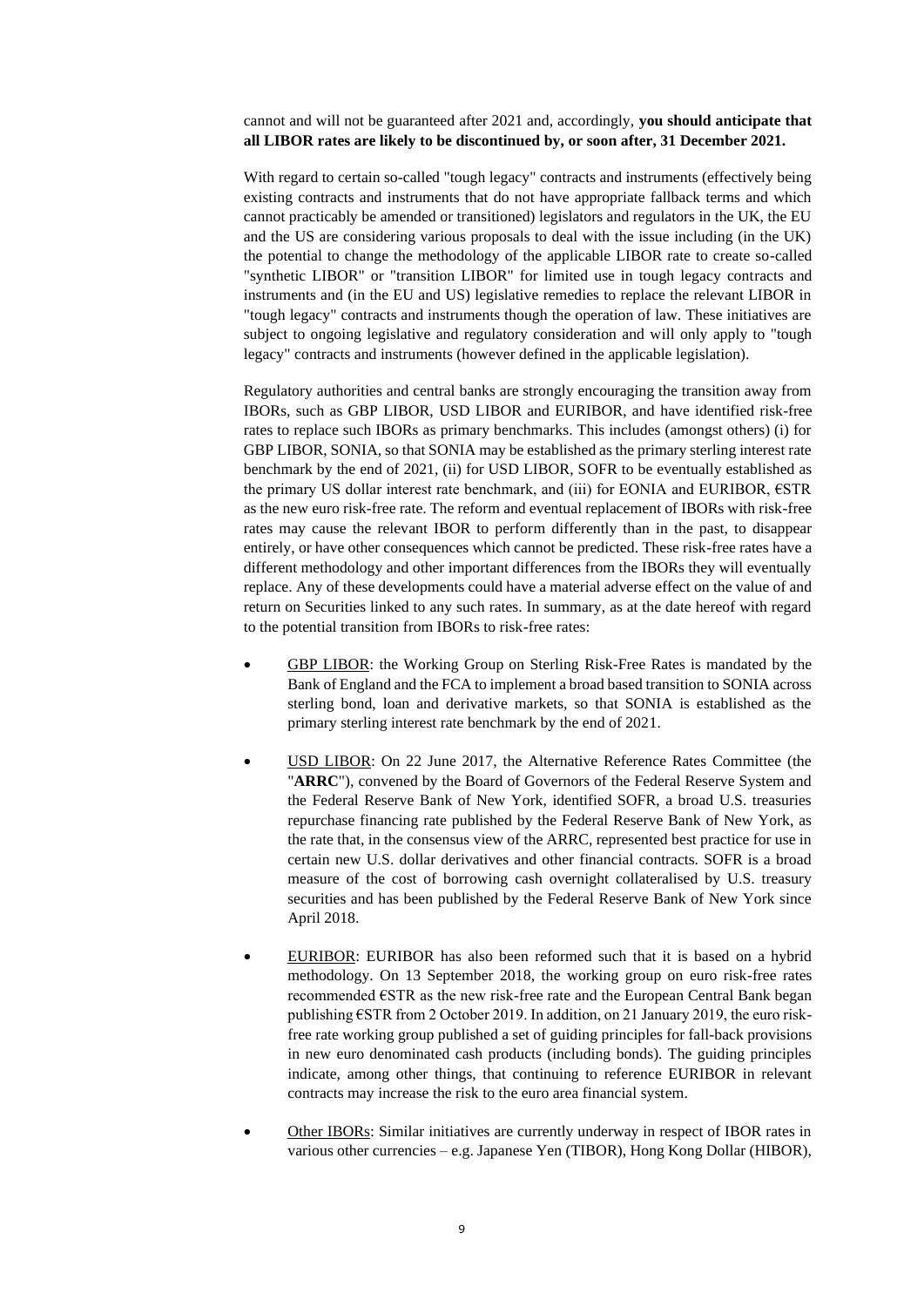cannot and will not be guaranteed after 2021 and, accordingly, **you should anticipate that all LIBOR rates are likely to be discontinued by, or soon after, 31 December 2021.**

With regard to certain so-called "tough legacy" contracts and instruments (effectively being existing contracts and instruments that do not have appropriate fallback terms and which cannot practicably be amended or transitioned) legislators and regulators in the UK, the EU and the US are considering various proposals to deal with the issue including (in the UK) the potential to change the methodology of the applicable LIBOR rate to create so-called "synthetic LIBOR" or "transition LIBOR" for limited use in tough legacy contracts and instruments and (in the EU and US) legislative remedies to replace the relevant LIBOR in "tough legacy" contracts and instruments though the operation of law. These initiatives are subject to ongoing legislative and regulatory consideration and will only apply to "tough legacy" contracts and instruments (however defined in the applicable legislation).

Regulatory authorities and central banks are strongly encouraging the transition away from IBORs, such as GBP LIBOR, USD LIBOR and EURIBOR, and have identified risk-free rates to replace such IBORs as primary benchmarks. This includes (amongst others) (i) for GBP LIBOR, SONIA, so that SONIA may be established as the primary sterling interest rate benchmark by the end of 2021, (ii) for USD LIBOR, SOFR to be eventually established as the primary US dollar interest rate benchmark, and (iii) for EONIA and EURIBOR, €STR as the new euro risk-free rate. The reform and eventual replacement of IBORs with risk-free rates may cause the relevant IBOR to perform differently than in the past, to disappear entirely, or have other consequences which cannot be predicted. These risk-free rates have a different methodology and other important differences from the IBORs they will eventually replace. Any of these developments could have a material adverse effect on the value of and return on Securities linked to any such rates. In summary, as at the date hereof with regard to the potential transition from IBORs to risk-free rates:

- GBP LIBOR: the Working Group on Sterling Risk-Free Rates is mandated by the Bank of England and the FCA to implement a broad based transition to SONIA across sterling bond, loan and derivative markets, so that SONIA is established as the primary sterling interest rate benchmark by the end of 2021.

- USD LIBOR: On 22 June 2017, the Alternative Reference Rates Committee (the "**ARRC**"), convened by the Board of Governors of the Federal Reserve System and the Federal Reserve Bank of New York, identified SOFR, a broad U.S. treasuries repurchase financing rate published by the Federal Reserve Bank of New York, as the rate that, in the consensus view of the ARRC, represented best practice for use in certain new U.S. dollar derivatives and other financial contracts. SOFR is a broad measure of the cost of borrowing cash overnight collateralised by U.S. treasury securities and has been published by the Federal Reserve Bank of New York since April 2018.

- EURIBOR: EURIBOR has also been reformed such that it is based on a hybrid methodology. On 13 September 2018, the working group on euro risk-free rates recommended €STR as the new risk-free rate and the European Central Bank began publishing €STR from 2 October 2019. In addition, on 21 January 2019, the euro risk-free rate working group published a set of guiding principles for fall-back provisions in new euro denominated cash products (including bonds). The guiding principles indicate, among other things, that continuing to reference EURIBOR in relevant contracts may increase the risk to the euro area financial system.

- Other IBORs: Similar initiatives are currently underway in respect of IBOR rates in various other currencies – e.g. Japanese Yen (TIBOR), Hong Kong Dollar (HIBOR),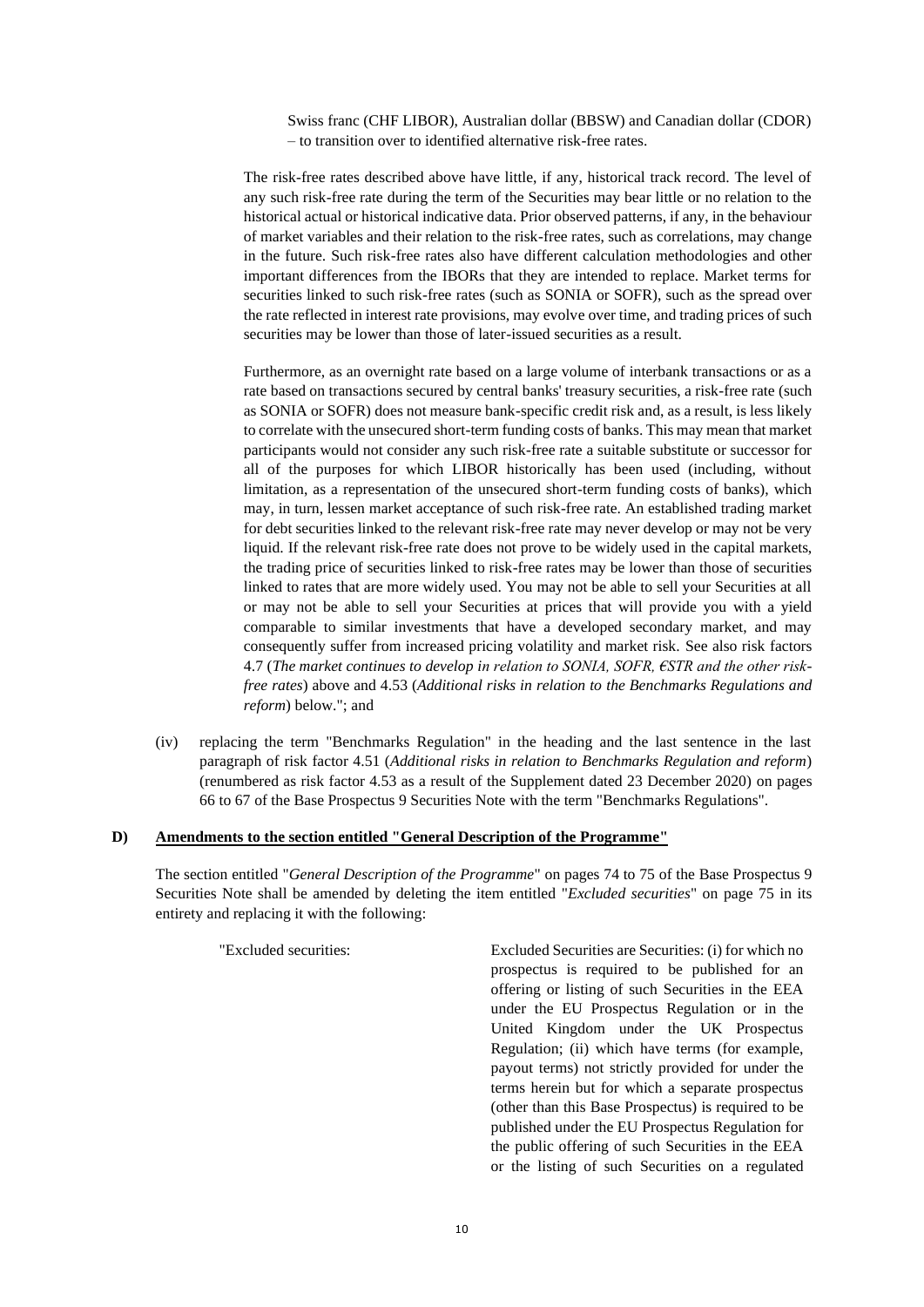Swiss franc (CHF LIBOR), Australian dollar (BBSW) and Canadian dollar (CDOR) – to transition over to identified alternative risk-free rates.

The risk-free rates described above have little, if any, historical track record. The level of any such risk-free rate during the term of the Securities may bear little or no relation to the historical actual or historical indicative data. Prior observed patterns, if any, in the behaviour of market variables and their relation to the risk-free rates, such as correlations, may change in the future. Such risk-free rates also have different calculation methodologies and other important differences from the IBORs that they are intended to replace. Market terms for securities linked to such risk-free rates (such as SONIA or SOFR), such as the spread over the rate reflected in interest rate provisions, may evolve over time, and trading prices of such securities may be lower than those of later-issued securities as a result.

Furthermore, as an overnight rate based on a large volume of interbank transactions or as a rate based on transactions secured by central banks' treasury securities, a risk-free rate (such as SONIA or SOFR) does not measure bank-specific credit risk and, as a result, is less likely to correlate with the unsecured short-term funding costs of banks. This may mean that market participants would not consider any such risk-free rate a suitable substitute or successor for all of the purposes for which LIBOR historically has been used (including, without limitation, as a representation of the unsecured short-term funding costs of banks), which may, in turn, lessen market acceptance of such risk-free rate. An established trading market for debt securities linked to the relevant risk-free rate may never develop or may not be very liquid. If the relevant risk-free rate does not prove to be widely used in the capital markets, the trading price of securities linked to risk-free rates may be lower than those of securities linked to rates that are more widely used. You may not be able to sell your Securities at all or may not be able to sell your Securities at prices that will provide you with a yield comparable to similar investments that have a developed secondary market, and may consequently suffer from increased pricing volatility and market risk. See also risk factors 4.7 (*The market continues to develop in relation to SONIA, SOFR, €STR and the other risk-free rates*) above and 4.53 (*Additional risks in relation to the Benchmarks Regulations and reform*) below."; and

(iv) replacing the term "Benchmarks Regulation" in the heading and the last sentence in the last paragraph of risk factor 4.51 (*Additional risks in relation to Benchmarks Regulation and reform*) (renumbered as risk factor 4.53 as a result of the Supplement dated 23 December 2020) on pages 66 to 67 of the Base Prospectus 9 Securities Note with the term "Benchmarks Regulations".

## D) Amendments to the section entitled "General Description of the Programme"

The section entitled "*General Description of the Programme*" on pages 74 to 75 of the Base Prospectus 9 Securities Note shall be amended by deleting the item entitled "*Excluded securities*" on page 75 in its entirety and replacing it with the following:

"Excluded securities: Excluded Securities are Securities: (i) for which no prospectus is required to be published for an offering or listing of such Securities in the EEA under the EU Prospectus Regulation or in the United Kingdom under the UK Prospectus Regulation; (ii) which have terms (for example, payout terms) not strictly provided for under the terms herein but for which a separate prospectus (other than this Base Prospectus) is required to be published under the EU Prospectus Regulation for the public offering of such Securities in the EEA or the listing of such Securities on a regulated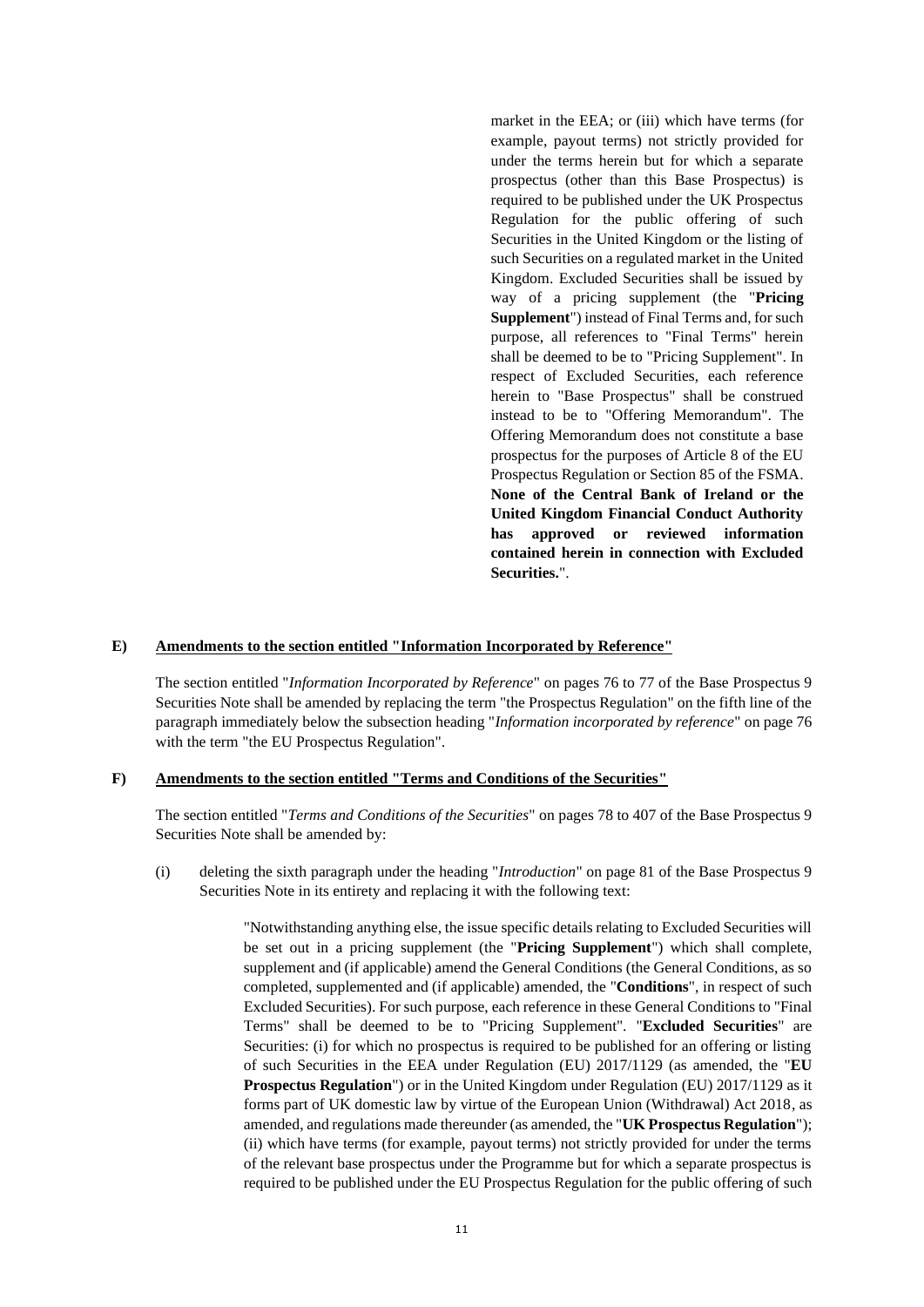market in the EEA; or (iii) which have terms (for example, payout terms) not strictly provided for under the terms herein but for which a separate prospectus (other than this Base Prospectus) is required to be published under the UK Prospectus Regulation for the public offering of such Securities in the United Kingdom or the listing of such Securities on a regulated market in the United Kingdom. Excluded Securities shall be issued by way of a pricing supplement (the "**Pricing Supplement**") instead of Final Terms and, for such purpose, all references to "Final Terms" herein shall be deemed to be to "Pricing Supplement". In respect of Excluded Securities, each reference herein to "Base Prospectus" shall be construed instead to be to "Offering Memorandum". The Offering Memorandum does not constitute a base prospectus for the purposes of Article 8 of the EU Prospectus Regulation or Section 85 of the FSMA. **None of the Central Bank of Ireland or the United Kingdom Financial Conduct Authority has approved or reviewed information contained herein in connection with Excluded Securities.**".

**E) Amendments to the section entitled "Information Incorporated by Reference"**

The section entitled "*Information Incorporated by Reference*" on pages 76 to 77 of the Base Prospectus 9 Securities Note shall be amended by replacing the term "the Prospectus Regulation" on the fifth line of the paragraph immediately below the subsection heading "*Information incorporated by reference*" on page 76 with the term "the EU Prospectus Regulation".

**F) Amendments to the section entitled "Terms and Conditions of the Securities"**

The section entitled "*Terms and Conditions of the Securities*" on pages 78 to 407 of the Base Prospectus 9 Securities Note shall be amended by:

(i) deleting the sixth paragraph under the heading "*Introduction*" on page 81 of the Base Prospectus 9 Securities Note in its entirety and replacing it with the following text:

> "Notwithstanding anything else, the issue specific details relating to Excluded Securities will be set out in a pricing supplement (the "**Pricing Supplement**") which shall complete, supplement and (if applicable) amend the General Conditions (the General Conditions, as so completed, supplemented and (if applicable) amended, the "**Conditions**", in respect of such Excluded Securities). For such purpose, each reference in these General Conditions to "Final Terms" shall be deemed to be to "Pricing Supplement". "**Excluded Securities**" are Securities: (i) for which no prospectus is required to be published for an offering or listing of such Securities in the EEA under Regulation (EU) 2017/1129 (as amended, the "**EU Prospectus Regulation**") or in the United Kingdom under Regulation (EU) 2017/1129 as it forms part of UK domestic law by virtue of the European Union (Withdrawal) Act 2018, as amended, and regulations made thereunder (as amended, the "**UK Prospectus Regulation**"); (ii) which have terms (for example, payout terms) not strictly provided for under the terms of the relevant base prospectus under the Programme but for which a separate prospectus is required to be published under the EU Prospectus Regulation for the public offering of such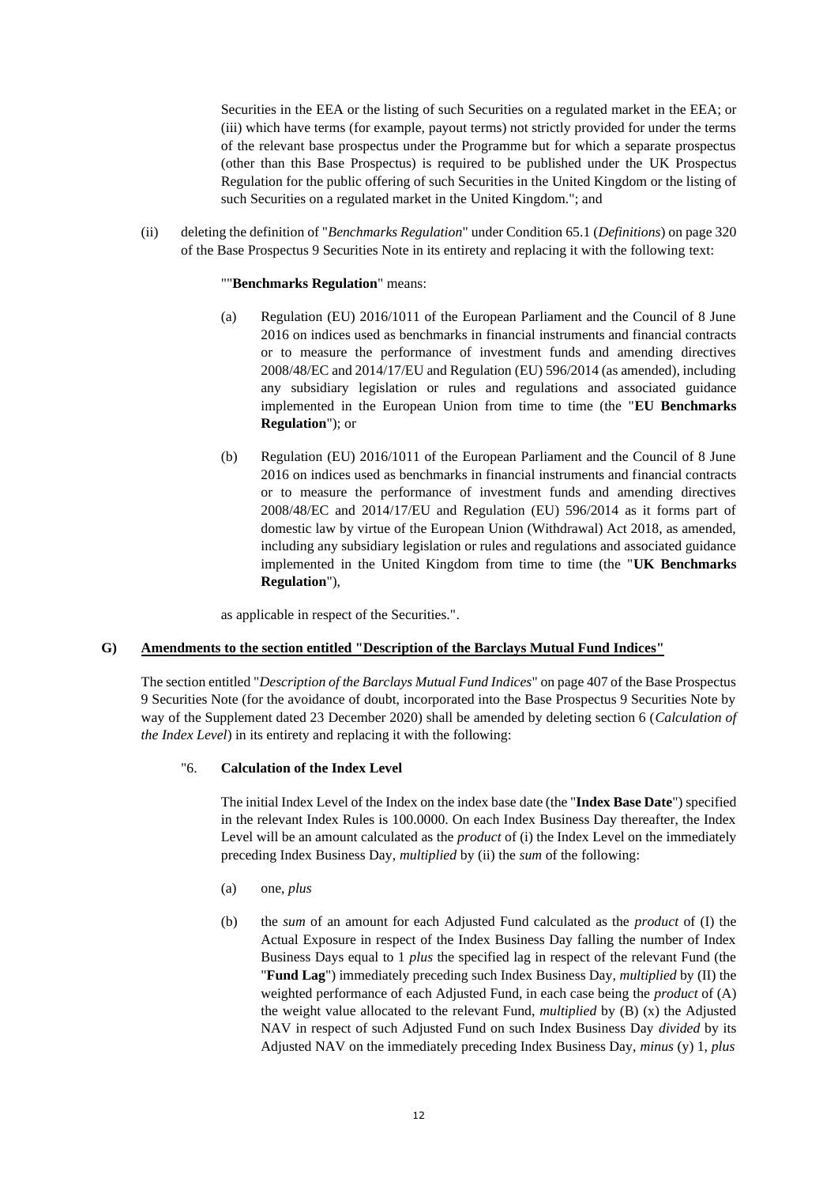Securities in the EEA or the listing of such Securities on a regulated market in the EEA; or (iii) which have terms (for example, payout terms) not strictly provided for under the terms of the relevant base prospectus under the Programme but for which a separate prospectus (other than this Base Prospectus) is required to be published under the UK Prospectus Regulation for the public offering of such Securities in the United Kingdom or the listing of such Securities on a regulated market in the United Kingdom."; and

(ii) deleting the definition of "*Benchmarks Regulation*" under Condition 65.1 (*Definitions*) on page 320 of the Base Prospectus 9 Securities Note in its entirety and replacing it with the following text:

""**Benchmarks Regulation**" means:

(a) Regulation (EU) 2016/1011 of the European Parliament and the Council of 8 June 2016 on indices used as benchmarks in financial instruments and financial contracts or to measure the performance of investment funds and amending directives 2008/48/EC and 2014/17/EU and Regulation (EU) 596/2014 (as amended), including any subsidiary legislation or rules and regulations and associated guidance implemented in the European Union from time to time (the "**EU Benchmarks Regulation**"); or

(b) Regulation (EU) 2016/1011 of the European Parliament and the Council of 8 June 2016 on indices used as benchmarks in financial instruments and financial contracts or to measure the performance of investment funds and amending directives 2008/48/EC and 2014/17/EU and Regulation (EU) 596/2014 as it forms part of domestic law by virtue of the European Union (Withdrawal) Act 2018, as amended, including any subsidiary legislation or rules and regulations and associated guidance implemented in the United Kingdom from time to time (the "**UK Benchmarks Regulation**"),

as applicable in respect of the Securities.".

**G) Amendments to the section entitled "Description of the Barclays Mutual Fund Indices"**

The section entitled "*Description of the Barclays Mutual Fund Indices*" on page 407 of the Base Prospectus 9 Securities Note (for the avoidance of doubt, incorporated into the Base Prospectus 9 Securities Note by way of the Supplement dated 23 December 2020) shall be amended by deleting section 6 (*Calculation of the Index Level*) in its entirety and replacing it with the following:

"6. **Calculation of the Index Level**

The initial Index Level of the Index on the index base date (the "**Index Base Date**") specified in the relevant Index Rules is 100.0000. On each Index Business Day thereafter, the Index Level will be an amount calculated as the *product* of (i) the Index Level on the immediately preceding Index Business Day, *multiplied* by (ii) the *sum* of the following:

(a) one, *plus*

(b) the *sum* of an amount for each Adjusted Fund calculated as the *product* of (I) the Actual Exposure in respect of the Index Business Day falling the number of Index Business Days equal to 1 *plus* the specified lag in respect of the relevant Fund (the "**Fund Lag**") immediately preceding such Index Business Day, *multiplied* by (II) the weighted performance of each Adjusted Fund, in each case being the *product* of (A) the weight value allocated to the relevant Fund, *multiplied* by (B) (x) the Adjusted NAV in respect of such Adjusted Fund on such Index Business Day *divided* by its Adjusted NAV on the immediately preceding Index Business Day, *minus* (y) 1, *plus*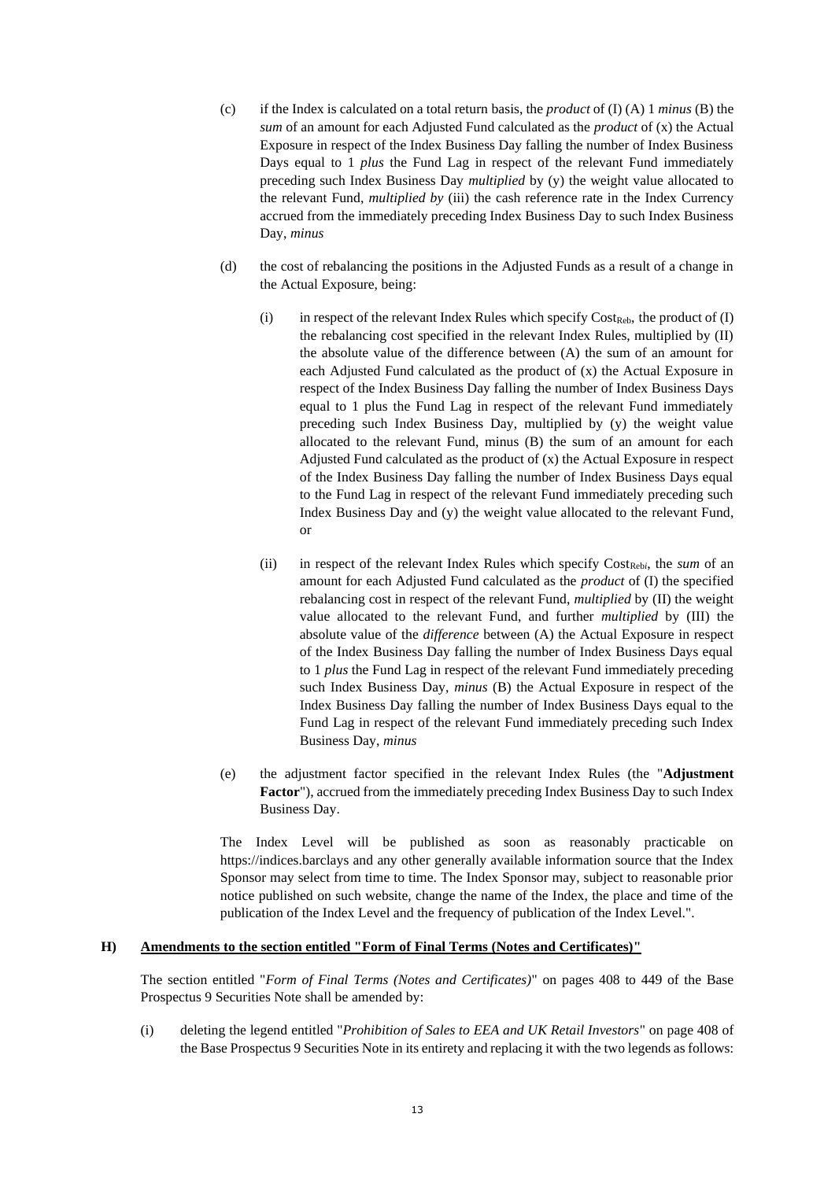(c) if the Index is calculated on a total return basis, the *product* of (I) (A) 1 *minus* (B) the *sum* of an amount for each Adjusted Fund calculated as the *product* of (x) the Actual Exposure in respect of the Index Business Day falling the number of Index Business Days equal to 1 *plus* the Fund Lag in respect of the relevant Fund immediately preceding such Index Business Day *multiplied* by (y) the weight value allocated to the relevant Fund, *multiplied by* (iii) the cash reference rate in the Index Currency accrued from the immediately preceding Index Business Day to such Index Business Day, *minus*

(d) the cost of rebalancing the positions in the Adjusted Funds as a result of a change in the Actual Exposure, being:

(i) in respect of the relevant Index Rules which specify $Cost_{Reb}$, the product of (I) the rebalancing cost specified in the relevant Index Rules, multiplied by (II) the absolute value of the difference between (A) the sum of an amount for each Adjusted Fund calculated as the product of (x) the Actual Exposure in respect of the Index Business Day falling the number of Index Business Days equal to 1 plus the Fund Lag in respect of the relevant Fund immediately preceding such Index Business Day, multiplied by (y) the weight value allocated to the relevant Fund, minus (B) the sum of an amount for each Adjusted Fund calculated as the product of (x) the Actual Exposure in respect of the Index Business Day falling the number of Index Business Days equal to the Fund Lag in respect of the relevant Fund immediately preceding such Index Business Day and (y) the weight value allocated to the relevant Fund, or

(ii) in respect of the relevant Index Rules which specify $Cost_{Rebi}$, the *sum* of an amount for each Adjusted Fund calculated as the *product* of (I) the specified rebalancing cost in respect of the relevant Fund, *multiplied* by (II) the weight value allocated to the relevant Fund, and further *multiplied* by (III) the absolute value of the *difference* between (A) the Actual Exposure in respect of the Index Business Day falling the number of Index Business Days equal to 1 *plus* the Fund Lag in respect of the relevant Fund immediately preceding such Index Business Day, *minus* (B) the Actual Exposure in respect of the Index Business Day falling the number of Index Business Days equal to the Fund Lag in respect of the relevant Fund immediately preceding such Index Business Day, *minus*

(e) the adjustment factor specified in the relevant Index Rules (the "**Adjustment Factor**"), accrued from the immediately preceding Index Business Day to such Index Business Day.

The Index Level will be published as soon as reasonably practicable on https://indices.barclays and any other generally available information source that the Index Sponsor may select from time to time. The Index Sponsor may, subject to reasonable prior notice published on such website, change the name of the Index, the place and time of the publication of the Index Level and the frequency of publication of the Index Level.".

**H) Amendments to the section entitled "Form of Final Terms (Notes and Certificates)"**

The section entitled "*Form of Final Terms (Notes and Certificates)*" on pages 408 to 449 of the Base Prospectus 9 Securities Note shall be amended by:

(i) deleting the legend entitled "*Prohibition of Sales to EEA and UK Retail Investors*" on page 408 of the Base Prospectus 9 Securities Note in its entirety and replacing it with the two legends as follows: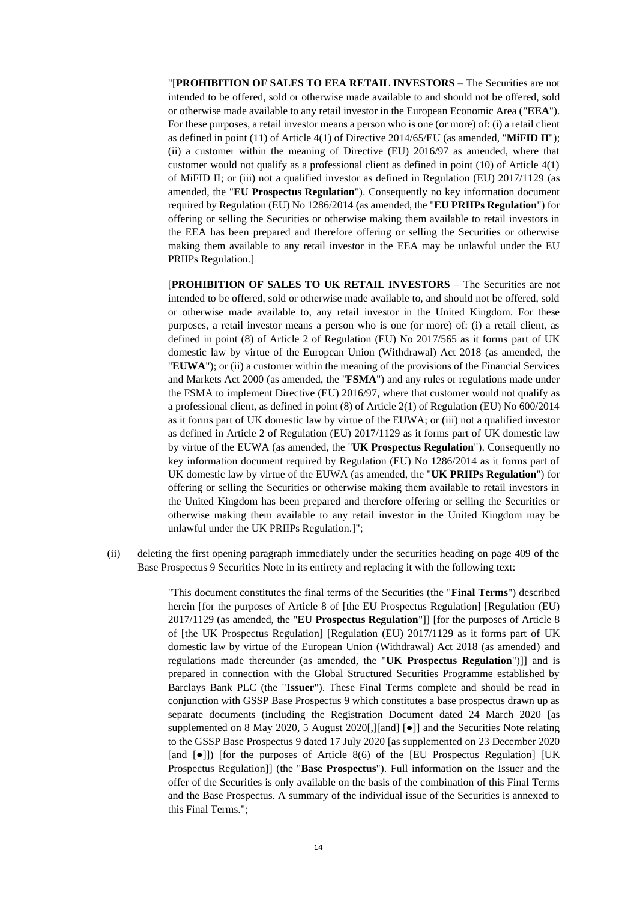"[**PROHIBITION OF SALES TO EEA RETAIL INVESTORS** – The Securities are not intended to be offered, sold or otherwise made available to and should not be offered, sold or otherwise made available to any retail investor in the European Economic Area ("**EEA**"). For these purposes, a retail investor means a person who is one (or more) of: (i) a retail client as defined in point (11) of Article 4(1) of Directive 2014/65/EU (as amended, "**MiFID II**"); (ii) a customer within the meaning of Directive (EU) 2016/97 as amended, where that customer would not qualify as a professional client as defined in point (10) of Article 4(1) of MiFID II; or (iii) not a qualified investor as defined in Regulation (EU) 2017/1129 (as amended, the "**EU Prospectus Regulation**"). Consequently no key information document required by Regulation (EU) No 1286/2014 (as amended, the "**EU PRIIPs Regulation**") for offering or selling the Securities or otherwise making them available to retail investors in the EEA has been prepared and therefore offering or selling the Securities or otherwise making them available to any retail investor in the EEA may be unlawful under the EU PRIIPs Regulation.]

[**PROHIBITION OF SALES TO UK RETAIL INVESTORS** – The Securities are not intended to be offered, sold or otherwise made available to, and should not be offered, sold or otherwise made available to, any retail investor in the United Kingdom. For these purposes, a retail investor means a person who is one (or more) of: (i) a retail client, as defined in point (8) of Article 2 of Regulation (EU) No 2017/565 as it forms part of UK domestic law by virtue of the European Union (Withdrawal) Act 2018 (as amended, the "**EUWA**"); or (ii) a customer within the meaning of the provisions of the Financial Services and Markets Act 2000 (as amended, the "**FSMA**") and any rules or regulations made under the FSMA to implement Directive (EU) 2016/97, where that customer would not qualify as a professional client, as defined in point (8) of Article 2(1) of Regulation (EU) No 600/2014 as it forms part of UK domestic law by virtue of the EUWA; or (iii) not a qualified investor as defined in Article 2 of Regulation (EU) 2017/1129 as it forms part of UK domestic law by virtue of the EUWA (as amended, the "**UK Prospectus Regulation**"). Consequently no key information document required by Regulation (EU) No 1286/2014 as it forms part of UK domestic law by virtue of the EUWA (as amended, the "**UK PRIIPs Regulation**") for offering or selling the Securities or otherwise making them available to retail investors in the United Kingdom has been prepared and therefore offering or selling the Securities or otherwise making them available to any retail investor in the United Kingdom may be unlawful under the UK PRIIPs Regulation.]";

(ii) deleting the first opening paragraph immediately under the securities heading on page 409 of the Base Prospectus 9 Securities Note in its entirety and replacing it with the following text:

"This document constitutes the final terms of the Securities (the "**Final Terms**") described herein [for the purposes of Article 8 of [the EU Prospectus Regulation] [Regulation (EU) 2017/1129 (as amended, the "**EU Prospectus Regulation**"]] [for the purposes of Article 8 of [the UK Prospectus Regulation] [Regulation (EU) 2017/1129 as it forms part of UK domestic law by virtue of the European Union (Withdrawal) Act 2018 (as amended) and regulations made thereunder (as amended, the "**UK Prospectus Regulation**")]] and is prepared in connection with the Global Structured Securities Programme established by Barclays Bank PLC (the "**Issuer**"). These Final Terms complete and should be read in conjunction with GSSP Base Prospectus 9 which constitutes a base prospectus drawn up as separate documents (including the Registration Document dated 24 March 2020 [as supplemented on 8 May 2020, 5 August 2020[,][and] [●]] and the Securities Note relating to the GSSP Base Prospectus 9 dated 17 July 2020 [as supplemented on 23 December 2020 [and [●]]) [for the purposes of Article 8(6) of the [EU Prospectus Regulation] [UK Prospectus Regulation]] (the "**Base Prospectus**"). Full information on the Issuer and the offer of the Securities is only available on the basis of the combination of this Final Terms and the Base Prospectus. A summary of the individual issue of the Securities is annexed to this Final Terms.";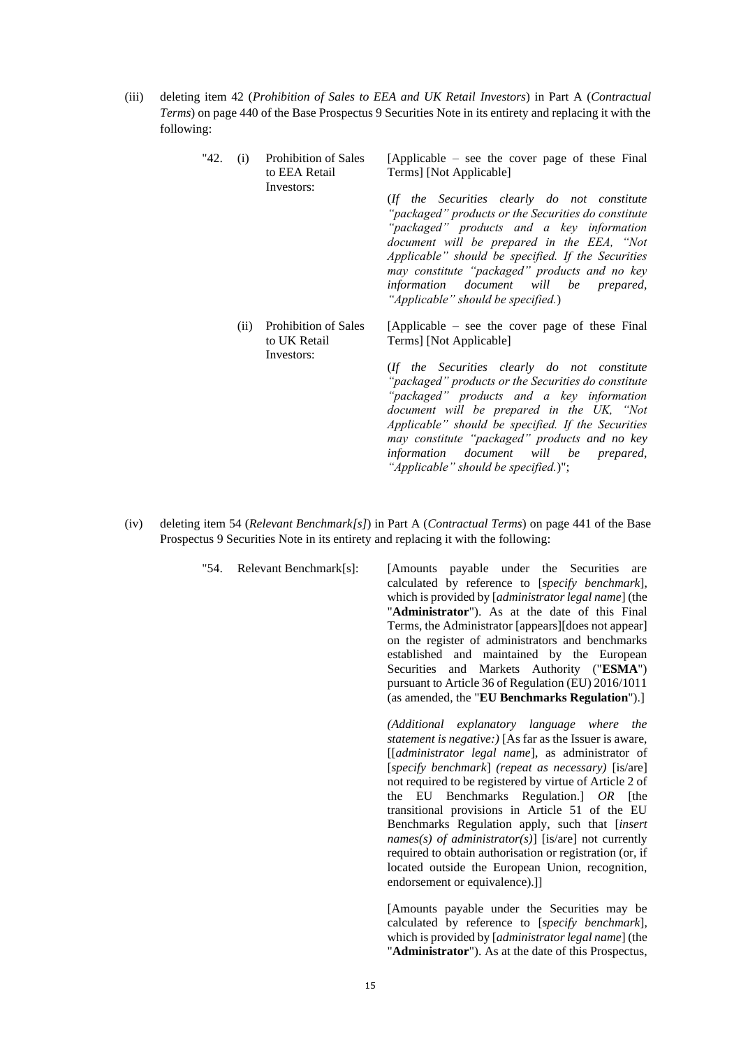(iii) deleting item 42 (*Prohibition of Sales to EEA and UK Retail Investors*) in Part A (*Contractual Terms*) on page 440 of the Base Prospectus 9 Securities Note in its entirety and replacing it with the following:

| | | | |
|---|---|---|---|
| "42. | (i) | Prohibition of Sales to EEA Retail Investors: | [Applicable – see the cover page of these Final Terms] [Not Applicable]<br><br>(*If the Securities clearly do not constitute "packaged" products or the Securities do constitute "packaged" products and a key information document will be prepared in the EEA, "Not Applicable" should be specified. If the Securities may constitute "packaged" products and no key information document will be prepared, "Applicable" should be specified.*) |
| | (ii) | Prohibition of Sales to UK Retail Investors: | [Applicable – see the cover page of these Final Terms] [Not Applicable]<br><br>(*If the Securities clearly do not constitute "packaged" products or the Securities do constitute "packaged" products and a key information document will be prepared in the UK, "Not Applicable" should be specified. If the Securities may constitute "packaged" products and no key information document will be prepared, "Applicable" should be specified.*)"; |

(iv) deleting item 54 (*Relevant Benchmark[s]*) in Part A (*Contractual Terms*) on page 441 of the Base Prospectus 9 Securities Note in its entirety and replacing it with the following:

| | |
|---|---|
| "54. Relevant Benchmark[s]: | [Amounts payable under the Securities are calculated by reference to [*specify benchmark*], which is provided by [*administrator legal name*] (the "**Administrator**"). As at the date of this Final Terms, the Administrator [appears][does not appear] on the register of administrators and benchmarks established and maintained by the European Securities and Markets Authority ("**ESMA**") pursuant to Article 36 of Regulation (EU) 2016/1011 (as amended, the "**EU Benchmarks Regulation**").]<br><br>*(Additional explanatory language where the statement is negative:)* [As far as the Issuer is aware, [[*administrator legal name*], as administrator of [*specify benchmark*] *(repeat as necessary)* [is/are] not required to be registered by virtue of Article 2 of the EU Benchmarks Regulation.] *OR* [the transitional provisions in Article 51 of the EU Benchmarks Regulation apply, such that [*insert names(s) of administrator(s)*] [is/are] not currently required to obtain authorisation or registration (or, if located outside the European Union, recognition, endorsement or equivalence).]]<br><br>[Amounts payable under the Securities may be calculated by reference to [*specify benchmark*], which is provided by [*administrator legal name*] (the "**Administrator**"). As at the date of this Prospectus, |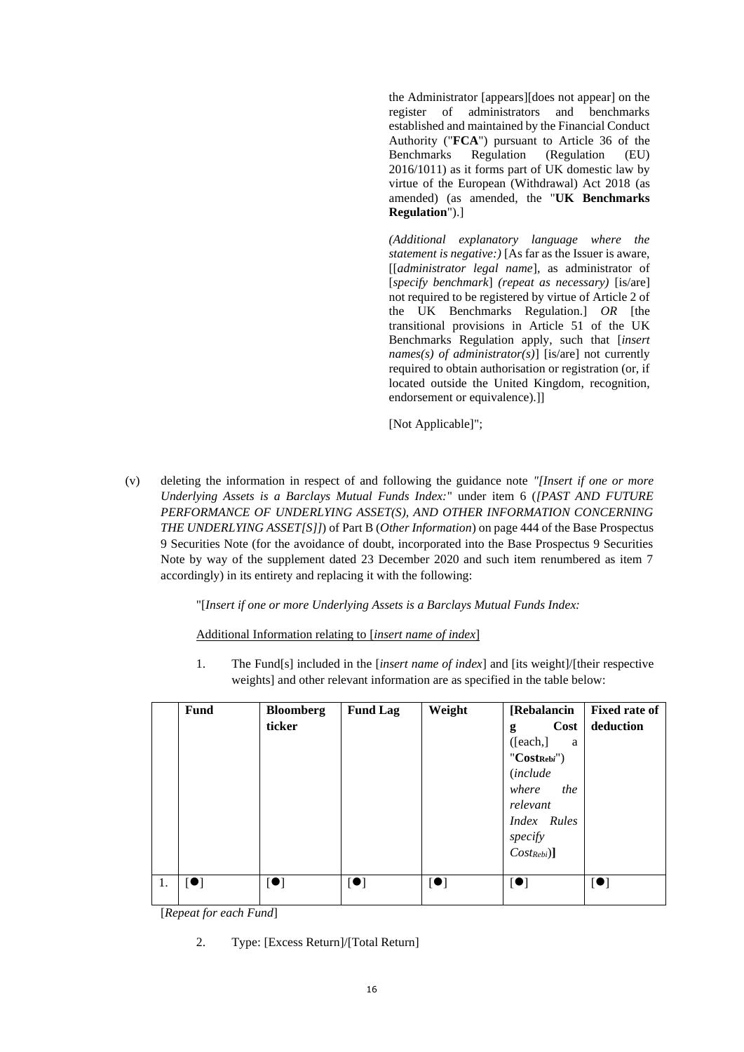the Administrator [appears][does not appear] on the register of administrators and benchmarks established and maintained by the Financial Conduct Authority ("**FCA**") pursuant to Article 36 of the Benchmarks Regulation (Regulation (EU) 2016/1011) as it forms part of UK domestic law by virtue of the European (Withdrawal) Act 2018 (as amended) (as amended, the "**UK Benchmarks Regulation**").]

*(Additional explanatory language where the statement is negative:)* [As far as the Issuer is aware, [[*administrator legal name*], as administrator of [*specify benchmark*] *(repeat as necessary)* [is/are] not required to be registered by virtue of Article 2 of the UK Benchmarks Regulation.] *OR* [the transitional provisions in Article 51 of the UK Benchmarks Regulation apply, such that [*insert names(s) of administrator(s)*] [is/are] not currently required to obtain authorisation or registration (or, if located outside the United Kingdom, recognition, endorsement or equivalence).]]

[Not Applicable]";

(v) deleting the information in respect of and following the guidance note *"[Insert if one or more Underlying Assets is a Barclays Mutual Funds Index:"* under item 6 (*[PAST AND FUTURE PERFORMANCE OF UNDERLYING ASSET(S), AND OTHER INFORMATION CONCERNING THE UNDERLYING ASSET[S]]*) of Part B (*Other Information*) on page 444 of the Base Prospectus 9 Securities Note (for the avoidance of doubt, incorporated into the Base Prospectus 9 Securities Note by way of the supplement dated 23 December 2020 and such item renumbered as item 7 accordingly) in its entirety and replacing it with the following:

"[*Insert if one or more Underlying Assets is a Barclays Mutual Funds Index:*

Additional Information relating to [*insert name of index*]

1. The Fund[s] included in the [*insert name of index*] and [its weight]/[their respective weights] and other relevant information are as specified in the table below:

| | Fund | Bloomberg ticker | Fund Lag | Weight | [Rebalancing Cost ([each,] a "$\text{Cost}_{\text{Rebi}}$") (*include where the relevant Index Rules specify* $Cost_{Rebi}$)] | Fixed rate of deduction |
|---|---|---|---|---|---|---|
| 1. | [●] | [●] | [●] | [●] | [●] | [●] |

[*Repeat for each Fund*]

2. Type: [Excess Return]/[Total Return]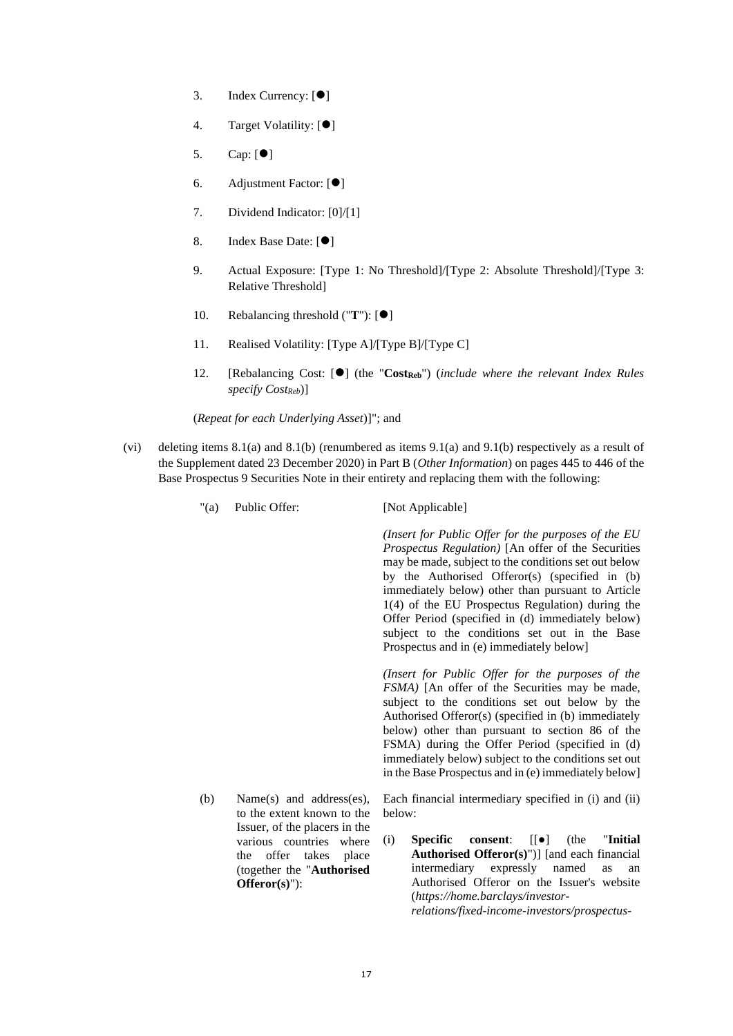3. Index Currency: [●]

4. Target Volatility: [●]

5. Cap: [●]

6. Adjustment Factor: [●]

7. Dividend Indicator: [0]/[1]

8. Index Base Date: [●]

9. Actual Exposure: [Type 1: No Threshold]/[Type 2: Absolute Threshold]/[Type 3: Relative Threshold]

10. Rebalancing threshold ("**T**"): [●]

11. Realised Volatility: [Type A]/[Type B]/[Type C]

12. [Rebalancing Cost: [●] (the "**$Cost_{Reb}$**") (*include where the relevant Index Rules specify $Cost_{Reb}$*)]

(*Repeat for each Underlying Asset*)]"; and

(vi) deleting items 8.1(a) and 8.1(b) (renumbered as items 9.1(a) and 9.1(b) respectively as a result of the Supplement dated 23 December 2020) in Part B (*Other Information*) on pages 445 to 446 of the Base Prospectus 9 Securities Note in their entirety and replacing them with the following:

| | |
|---|---|
| "(a) Public Offer: | [Not Applicable]<br><br>*(Insert for Public Offer for the purposes of the EU Prospectus Regulation)* [An offer of the Securities may be made, subject to the conditions set out below by the Authorised Offeror(s) (specified in (b) immediately below) other than pursuant to Article 1(4) of the EU Prospectus Regulation) during the Offer Period (specified in (d) immediately below) subject to the conditions set out in the Base Prospectus and in (e) immediately below]<br><br>*(Insert for Public Offer for the purposes of the FSMA)* [An offer of the Securities may be made, subject to the conditions set out below by the Authorised Offeror(s) (specified in (b) immediately below) other than pursuant to section 86 of the FSMA) during the Offer Period (specified in (d) immediately below) subject to the conditions set out in the Base Prospectus and in (e) immediately below] |
| (b) Name(s) and address(es), to the extent known to the Issuer, of the placers in the various countries where the offer takes place (together the "**Authorised Offeror(s)**"): | Each financial intermediary specified in (i) and (ii) below:<br><br>(i) **Specific consent**: [[●] (the "**Initial Authorised Offeror(s)**")] [and each financial intermediary expressly named as an Authorised Offeror on the Issuer's website (*https://home.barclays/investor-relations/fixed-income-investors/prospectus-* |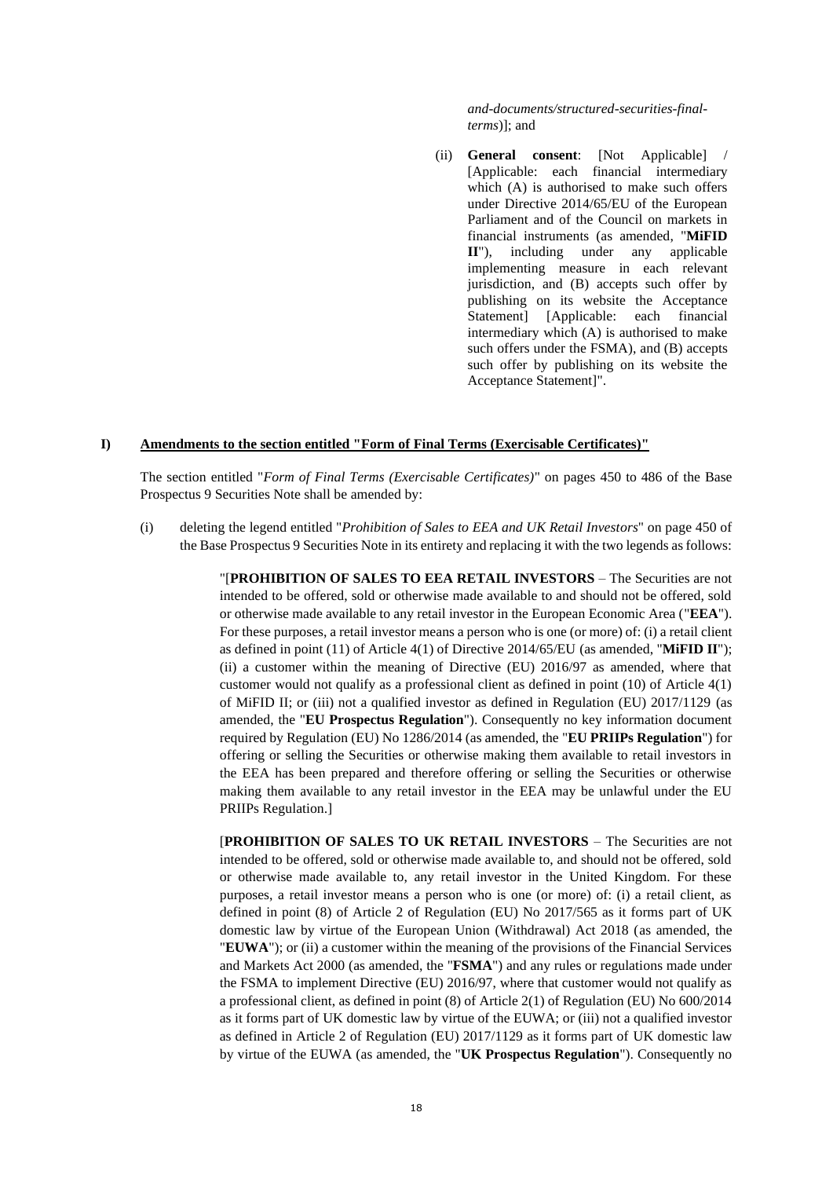*and-documents/structured-securities-final-terms*)]; and

(ii) **General consent**: [Not Applicable] / [Applicable: each financial intermediary which (A) is authorised to make such offers under Directive 2014/65/EU of the European Parliament and of the Council on markets in financial instruments (as amended, "**MiFID II**"), including under any applicable implementing measure in each relevant jurisdiction, and (B) accepts such offer by publishing on its website the Acceptance Statement] [Applicable: each financial intermediary which (A) is authorised to make such offers under the FSMA), and (B) accepts such offer by publishing on its website the Acceptance Statement]".

**I) Amendments to the section entitled "Form of Final Terms (Exercisable Certificates)"**

The section entitled "*Form of Final Terms (Exercisable Certificates)*" on pages 450 to 486 of the Base Prospectus 9 Securities Note shall be amended by:

(i) deleting the legend entitled "*Prohibition of Sales to EEA and UK Retail Investors*" on page 450 of the Base Prospectus 9 Securities Note in its entirety and replacing it with the two legends as follows:

"[**PROHIBITION OF SALES TO EEA RETAIL INVESTORS** – The Securities are not intended to be offered, sold or otherwise made available to and should not be offered, sold or otherwise made available to any retail investor in the European Economic Area ("**EEA**"). For these purposes, a retail investor means a person who is one (or more) of: (i) a retail client as defined in point (11) of Article 4(1) of Directive 2014/65/EU (as amended, "**MiFID II**"); (ii) a customer within the meaning of Directive (EU) 2016/97 as amended, where that customer would not qualify as a professional client as defined in point (10) of Article 4(1) of MiFID II; or (iii) not a qualified investor as defined in Regulation (EU) 2017/1129 (as amended, the "**EU Prospectus Regulation**"). Consequently no key information document required by Regulation (EU) No 1286/2014 (as amended, the "**EU PRIIPs Regulation**") for offering or selling the Securities or otherwise making them available to retail investors in the EEA has been prepared and therefore offering or selling the Securities or otherwise making them available to any retail investor in the EEA may be unlawful under the EU PRIIPs Regulation.]

[**PROHIBITION OF SALES TO UK RETAIL INVESTORS** – The Securities are not intended to be offered, sold or otherwise made available to, and should not be offered, sold or otherwise made available to, any retail investor in the United Kingdom. For these purposes, a retail investor means a person who is one (or more) of: (i) a retail client, as defined in point (8) of Article 2 of Regulation (EU) No 2017/565 as it forms part of UK domestic law by virtue of the European Union (Withdrawal) Act 2018 (as amended, the "**EUWA**"); or (ii) a customer within the meaning of the provisions of the Financial Services and Markets Act 2000 (as amended, the "**FSMA**") and any rules or regulations made under the FSMA to implement Directive (EU) 2016/97, where that customer would not qualify as a professional client, as defined in point (8) of Article 2(1) of Regulation (EU) No 600/2014 as it forms part of UK domestic law by virtue of the EUWA; or (iii) not a qualified investor as defined in Article 2 of Regulation (EU) 2017/1129 as it forms part of UK domestic law by virtue of the EUWA (as amended, the "**UK Prospectus Regulation**"). Consequently no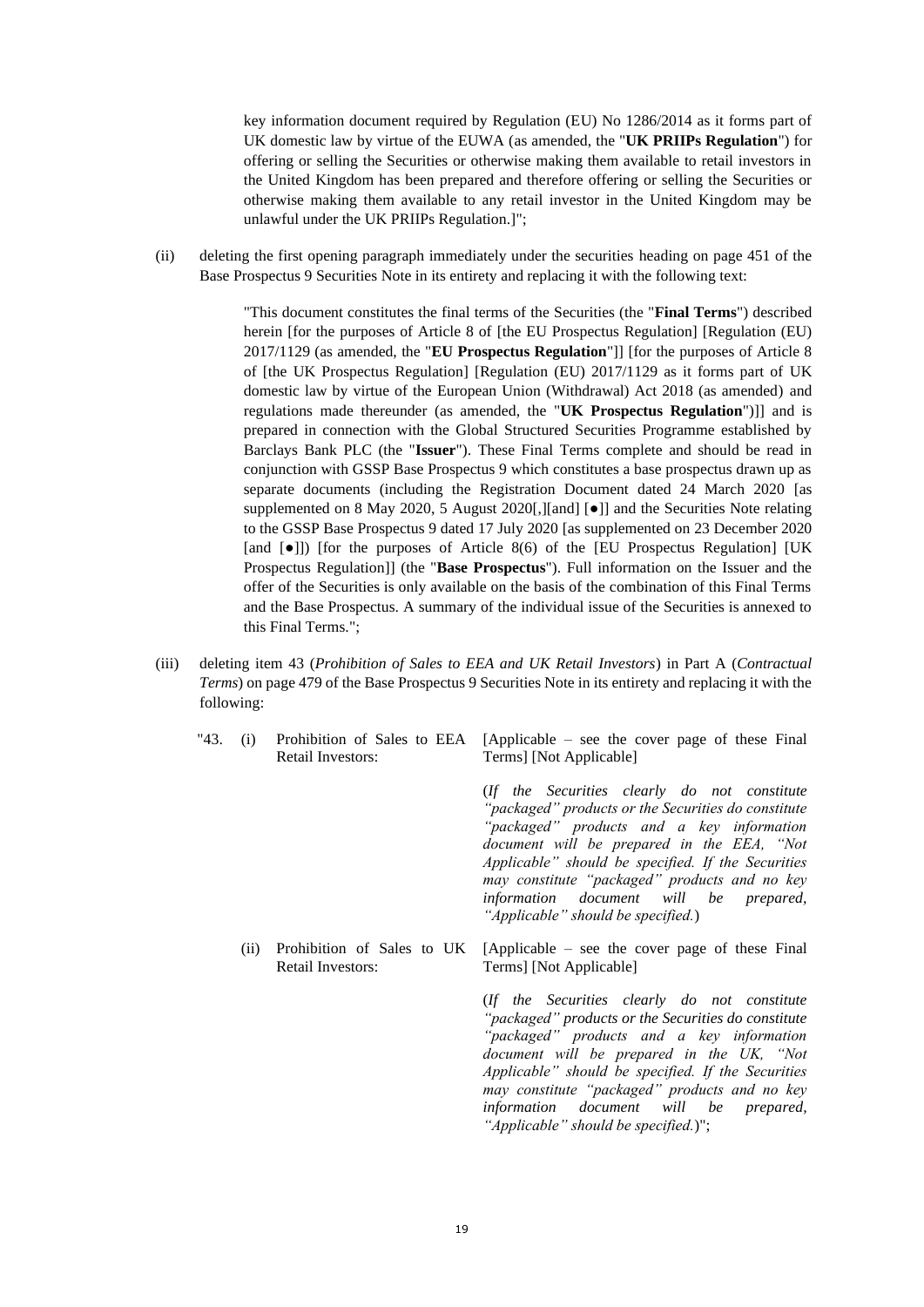key information document required by Regulation (EU) No 1286/2014 as it forms part of UK domestic law by virtue of the EUWA (as amended, the "**UK PRIIPs Regulation**") for offering or selling the Securities or otherwise making them available to retail investors in the United Kingdom has been prepared and therefore offering or selling the Securities or otherwise making them available to any retail investor in the United Kingdom may be unlawful under the UK PRIIPs Regulation.]";

(ii) deleting the first opening paragraph immediately under the securities heading on page 451 of the Base Prospectus 9 Securities Note in its entirety and replacing it with the following text:

> "This document constitutes the final terms of the Securities (the "**Final Terms**") described herein [for the purposes of Article 8 of [the EU Prospectus Regulation] [Regulation (EU) 2017/1129 (as amended, the "**EU Prospectus Regulation**"]] [for the purposes of Article 8 of [the UK Prospectus Regulation] [Regulation (EU) 2017/1129 as it forms part of UK domestic law by virtue of the European Union (Withdrawal) Act 2018 (as amended) and regulations made thereunder (as amended, the "**UK Prospectus Regulation**")]] and is prepared in connection with the Global Structured Securities Programme established by Barclays Bank PLC (the "**Issuer**"). These Final Terms complete and should be read in conjunction with GSSP Base Prospectus 9 which constitutes a base prospectus drawn up as separate documents (including the Registration Document dated 24 March 2020 [as supplemented on 8 May 2020, 5 August 2020[,][and] [●]] and the Securities Note relating to the GSSP Base Prospectus 9 dated 17 July 2020 [as supplemented on 23 December 2020 [and [●]]) [for the purposes of Article 8(6) of the [EU Prospectus Regulation] [UK Prospectus Regulation]] (the "**Base Prospectus**"). Full information on the Issuer and the offer of the Securities is only available on the basis of the combination of this Final Terms and the Base Prospectus. A summary of the individual issue of the Securities is annexed to this Final Terms.";

(iii) deleting item 43 (*Prohibition of Sales to EEA and UK Retail Investors*) in Part A (*Contractual Terms*) on page 479 of the Base Prospectus 9 Securities Note in its entirety and replacing it with the following:

| | | | |
|---|---|---|---|
| "43. | (i) | Prohibition of Sales to EEA Retail Investors: | [Applicable – see the cover page of these Final Terms] [Not Applicable]<br><br>(*If the Securities clearly do not constitute "packaged" products or the Securities do constitute "packaged" products and a key information document will be prepared in the EEA, "Not Applicable" should be specified. If the Securities may constitute "packaged" products and no key information document will be prepared, "Applicable" should be specified.*) |
| | (ii) | Prohibition of Sales to UK Retail Investors: | [Applicable – see the cover page of these Final Terms] [Not Applicable]<br><br>(*If the Securities clearly do not constitute "packaged" products or the Securities do constitute "packaged" products and a key information document will be prepared in the UK, "Not Applicable" should be specified. If the Securities may constitute "packaged" products and no key information document will be prepared, "Applicable" should be specified.*)"; |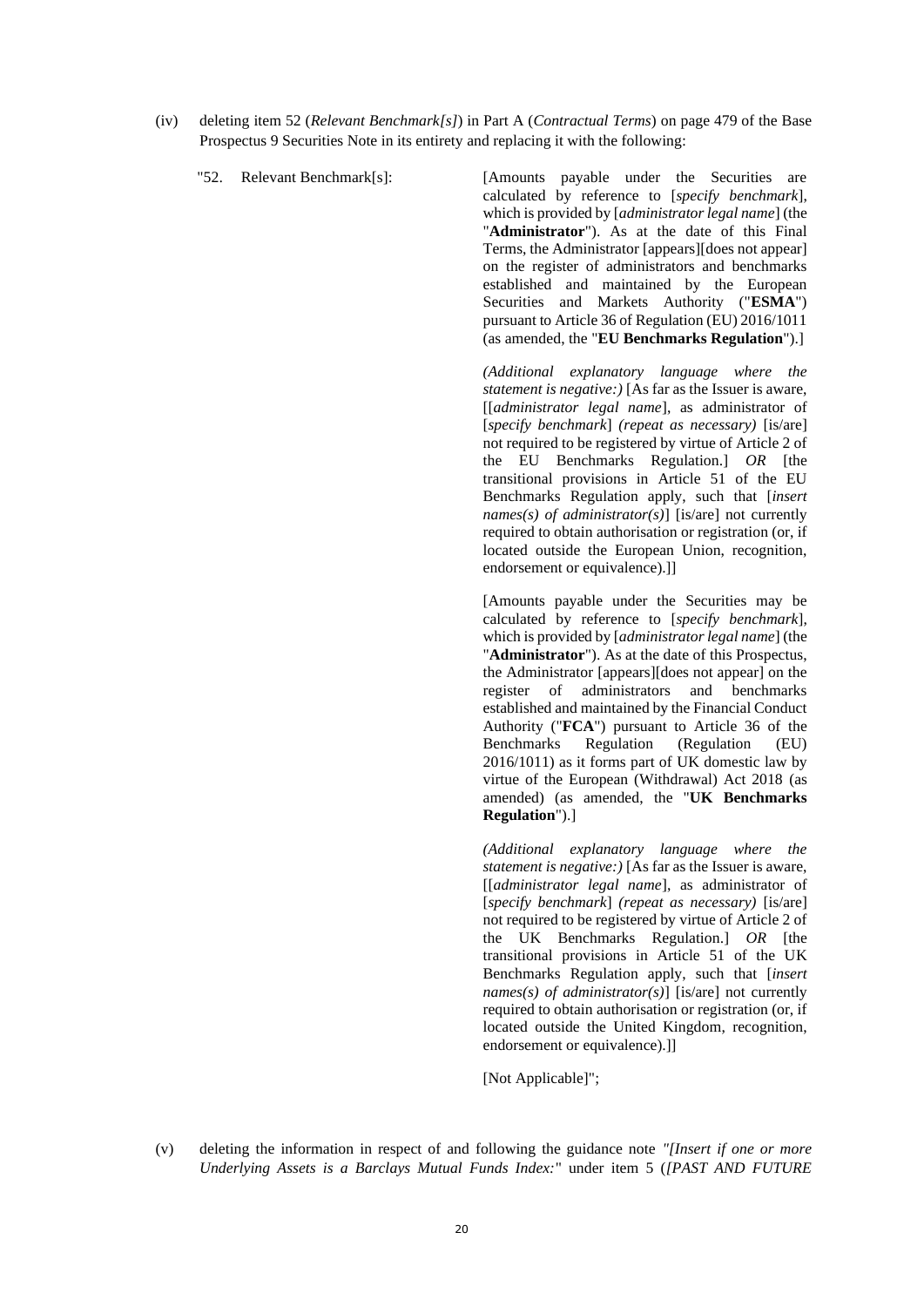(iv) deleting item 52 (*Relevant Benchmark[s]*) in Part A (*Contractual Terms*) on page 479 of the Base Prospectus 9 Securities Note in its entirety and replacing it with the following:

"52. Relevant Benchmark[s]: [Amounts payable under the Securities are calculated by reference to [*specify benchmark*], which is provided by [*administrator legal name*] (the "**Administrator**"). As at the date of this Final Terms, the Administrator [appears][does not appear] on the register of administrators and benchmarks established and maintained by the European Securities and Markets Authority ("**ESMA**") pursuant to Article 36 of Regulation (EU) 2016/1011 (as amended, the "**EU Benchmarks Regulation**").]

*(Additional explanatory language where the statement is negative:)* [As far as the Issuer is aware, [[*administrator legal name*], as administrator of [*specify benchmark*] *(repeat as necessary)* [is/are] not required to be registered by virtue of Article 2 of the EU Benchmarks Regulation.] *OR* [the transitional provisions in Article 51 of the EU Benchmarks Regulation apply, such that [*insert names(s) of administrator(s)*] [is/are] not currently required to obtain authorisation or registration (or, if located outside the European Union, recognition, endorsement or equivalence).]]

[Amounts payable under the Securities may be calculated by reference to [*specify benchmark*], which is provided by [*administrator legal name*] (the "**Administrator**"). As at the date of this Prospectus, the Administrator [appears][does not appear] on the register of administrators and benchmarks established and maintained by the Financial Conduct Authority ("**FCA**") pursuant to Article 36 of the Benchmarks Regulation (Regulation (EU) 2016/1011) as it forms part of UK domestic law by virtue of the European (Withdrawal) Act 2018 (as amended) (as amended, the "**UK Benchmarks Regulation**").]

*(Additional explanatory language where the statement is negative:)* [As far as the Issuer is aware, [[*administrator legal name*], as administrator of [*specify benchmark*] *(repeat as necessary)* [is/are] not required to be registered by virtue of Article 2 of the UK Benchmarks Regulation.] *OR* [the transitional provisions in Article 51 of the UK Benchmarks Regulation apply, such that [*insert names(s) of administrator(s)*] [is/are] not currently required to obtain authorisation or registration (or, if located outside the United Kingdom, recognition, endorsement or equivalence).]]

[Not Applicable]";

(v) deleting the information in respect of and following the guidance note *"[Insert if one or more Underlying Assets is a Barclays Mutual Funds Index:"* under item 5 (*[PAST AND FUTURE*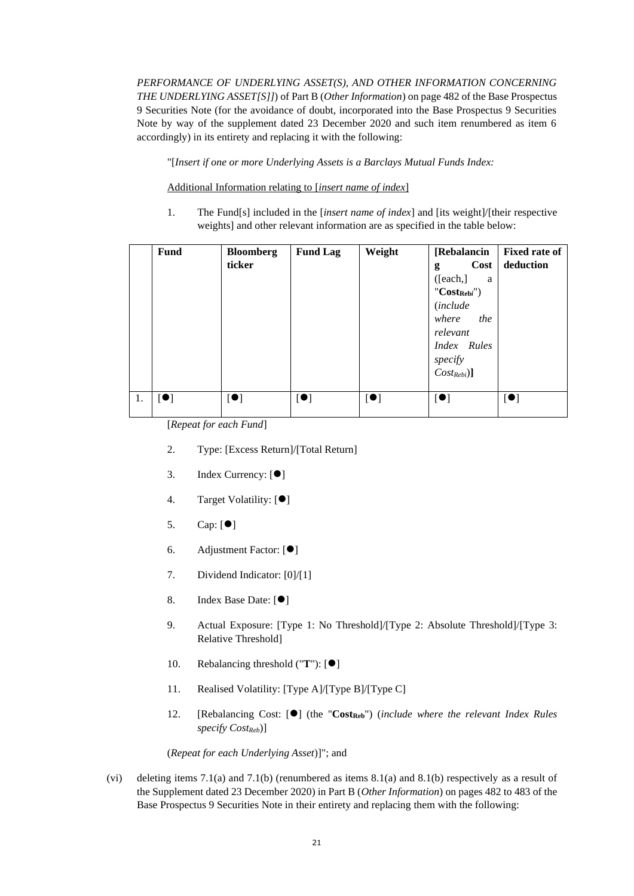*PERFORMANCE OF UNDERLYING ASSET(S), AND OTHER INFORMATION CONCERNING THE UNDERLYING ASSET[S]]*) of Part B (*Other Information*) on page 482 of the Base Prospectus 9 Securities Note (for the avoidance of doubt, incorporated into the Base Prospectus 9 Securities Note by way of the supplement dated 23 December 2020 and such item renumbered as item 6 accordingly) in its entirety and replacing it with the following:

"[*Insert if one or more Underlying Assets is a Barclays Mutual Funds Index:*

Additional Information relating to [*insert name of index*]

1. The Fund[s] included in the [*insert name of index*] and [its weight]/[their respective weights] and other relevant information are as specified in the table below:

| | Fund | Bloomberg ticker | Fund Lag | Weight | [Rebalancing Cost ([each,] a "$\mathbf{Cost_{Rebi}}$") (*include where the relevant Index Rules specify $Cost_{Rebi}$*)] | Fixed rate of deduction |
|---|---|---|---|---|---|---|
| 1. | [●] | [●] | [●] | [●] | [●] | [●] |

[*Repeat for each Fund*]

2. Type: [Excess Return]/[Total Return]

3. Index Currency: [●]

4. Target Volatility: [●]

5. Cap: [●]

6. Adjustment Factor: [●]

7. Dividend Indicator: [0]/[1]

8. Index Base Date: [●]

9. Actual Exposure: [Type 1: No Threshold]/[Type 2: Absolute Threshold]/[Type 3: Relative Threshold]

10. Rebalancing threshold ("**T**"): [●]

11. Realised Volatility: [Type A]/[Type B]/[Type C]

12. [Rebalancing Cost: [●] (the "$\mathbf{Cost_{Reb}}$") (*include where the relevant Index Rules specify $Cost_{Reb}$*)]

(*Repeat for each Underlying Asset*)]"; and

(vi) deleting items 7.1(a) and 7.1(b) (renumbered as items 8.1(a) and 8.1(b) respectively as a result of the Supplement dated 23 December 2020) in Part B (*Other Information*) on pages 482 to 483 of the Base Prospectus 9 Securities Note in their entirety and replacing them with the following: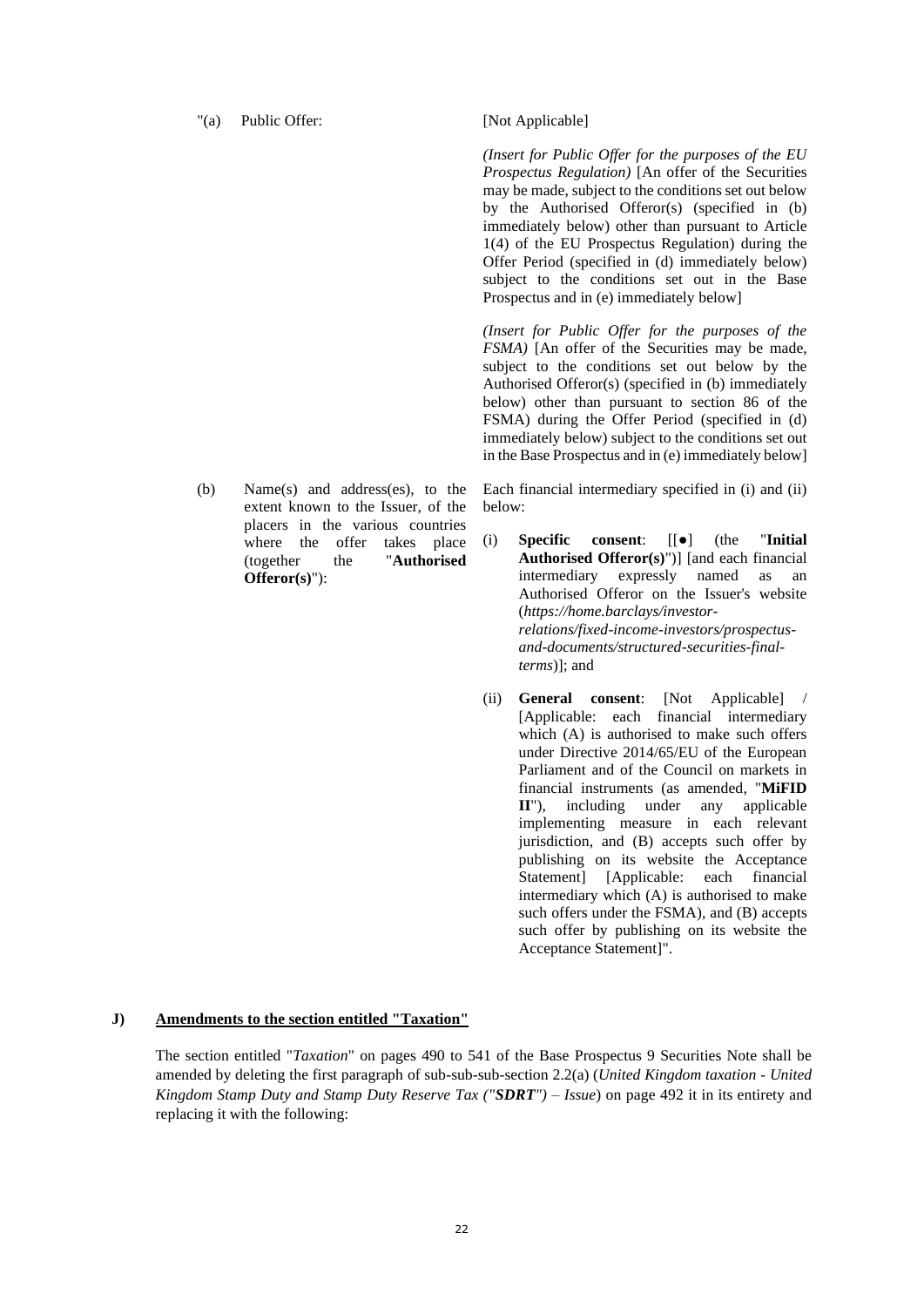"(a) Public Offer: [Not Applicable]

*(Insert for Public Offer for the purposes of the EU Prospectus Regulation)* [An offer of the Securities may be made, subject to the conditions set out below by the Authorised Offeror(s) (specified in (b) immediately below) other than pursuant to Article 1(4) of the EU Prospectus Regulation) during the Offer Period (specified in (d) immediately below) subject to the conditions set out in the Base Prospectus and in (e) immediately below]

*(Insert for Public Offer for the purposes of the FSMA)* [An offer of the Securities may be made, subject to the conditions set out below by the Authorised Offeror(s) (specified in (b) immediately below) other than pursuant to section 86 of the FSMA) during the Offer Period (specified in (d) immediately below) subject to the conditions set out in the Base Prospectus and in (e) immediately below]

(b) Name(s) and address(es), to the extent known to the Issuer, of the placers in the various countries where the offer takes place (together the "**Authorised Offeror(s)**"):

Each financial intermediary specified in (i) and (ii) below:

(i) **Specific consent**: [[●] (the "**Initial Authorised Offeror(s)**")] [and each financial intermediary expressly named as an Authorised Offeror on the Issuer's website (*https://home.barclays/investor-relations/fixed-income-investors/prospectus-and-documents/structured-securities-final-terms*)]; and

(ii) **General consent**: [Not Applicable] / [Applicable: each financial intermediary which (A) is authorised to make such offers under Directive 2014/65/EU of the European Parliament and of the Council on markets in financial instruments (as amended, "**MiFID II**"), including under any applicable implementing measure in each relevant jurisdiction, and (B) accepts such offer by publishing on its website the Acceptance Statement] [Applicable: each financial intermediary which (A) is authorised to make such offers under the FSMA), and (B) accepts such offer by publishing on its website the Acceptance Statement]".

## J) Amendments to the section entitled "Taxation"

The section entitled "*Taxation*" on pages 490 to 541 of the Base Prospectus 9 Securities Note shall be amended by deleting the first paragraph of sub-sub-sub-section 2.2(a) (*United Kingdom taxation - United Kingdom Stamp Duty and Stamp Duty Reserve Tax ("**SDRT**") – Issue*) on page 492 it in its entirety and replacing it with the following: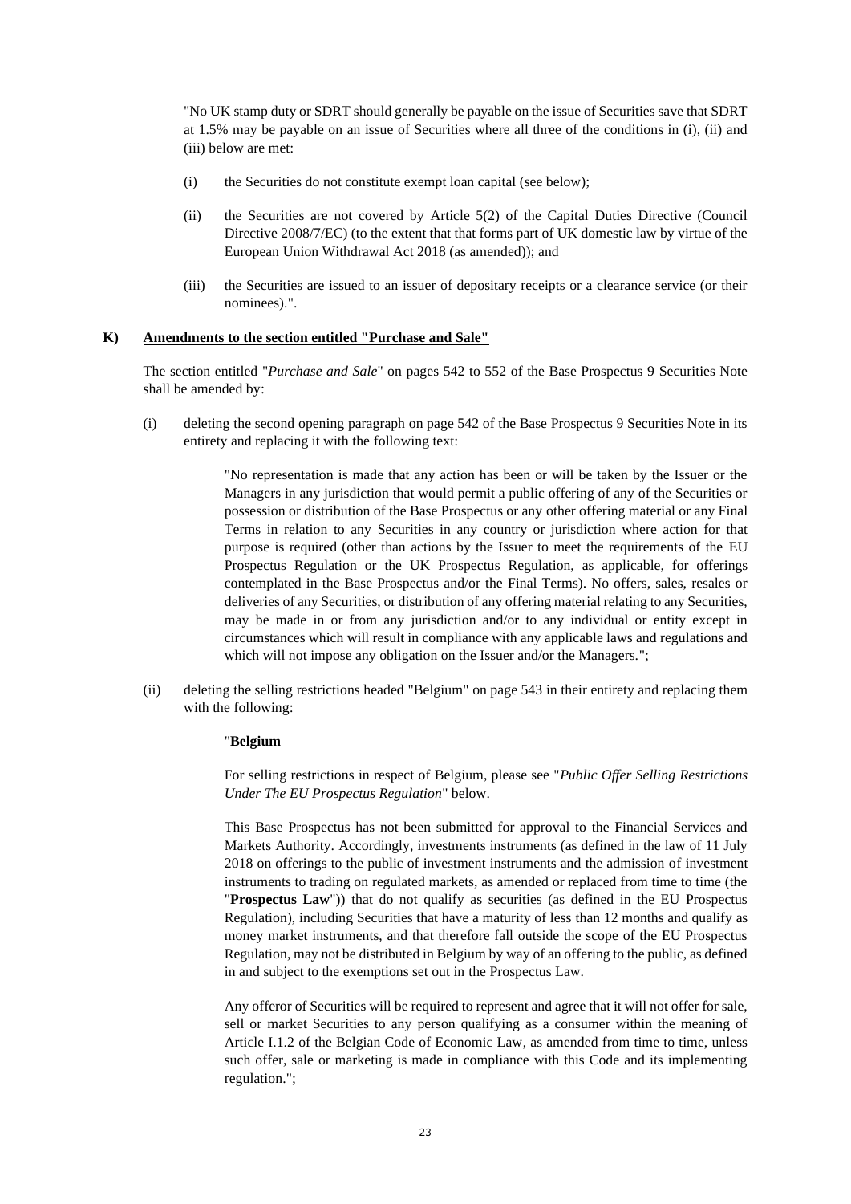"No UK stamp duty or SDRT should generally be payable on the issue of Securities save that SDRT at 1.5% may be payable on an issue of Securities where all three of the conditions in (i), (ii) and (iii) below are met:

(i) the Securities do not constitute exempt loan capital (see below);

(ii) the Securities are not covered by Article 5(2) of the Capital Duties Directive (Council Directive 2008/7/EC) (to the extent that that forms part of UK domestic law by virtue of the European Union Withdrawal Act 2018 (as amended)); and

(iii) the Securities are issued to an issuer of depositary receipts or a clearance service (or their nominees).".

## K) <u>Amendments to the section entitled "Purchase and Sale"</u>

The section entitled "*Purchase and Sale*" on pages 542 to 552 of the Base Prospectus 9 Securities Note shall be amended by:

(i) deleting the second opening paragraph on page 542 of the Base Prospectus 9 Securities Note in its entirety and replacing it with the following text:

> "No representation is made that any action has been or will be taken by the Issuer or the Managers in any jurisdiction that would permit a public offering of any of the Securities or possession or distribution of the Base Prospectus or any other offering material or any Final Terms in relation to any Securities in any country or jurisdiction where action for that purpose is required (other than actions by the Issuer to meet the requirements of the EU Prospectus Regulation or the UK Prospectus Regulation, as applicable, for offerings contemplated in the Base Prospectus and/or the Final Terms). No offers, sales, resales or deliveries of any Securities, or distribution of any offering material relating to any Securities, may be made in or from any jurisdiction and/or to any individual or entity except in circumstances which will result in compliance with any applicable laws and regulations and which will not impose any obligation on the Issuer and/or the Managers.";

(ii) deleting the selling restrictions headed "Belgium" on page 543 in their entirety and replacing them with the following:

> "**Belgium**
>
> For selling restrictions in respect of Belgium, please see "*Public Offer Selling Restrictions Under The EU Prospectus Regulation*" below.
>
> This Base Prospectus has not been submitted for approval to the Financial Services and Markets Authority. Accordingly, investments instruments (as defined in the law of 11 July 2018 on offerings to the public of investment instruments and the admission of investment instruments to trading on regulated markets, as amended or replaced from time to time (the "**Prospectus Law**")) that do not qualify as securities (as defined in the EU Prospectus Regulation), including Securities that have a maturity of less than 12 months and qualify as money market instruments, and that therefore fall outside the scope of the EU Prospectus Regulation, may not be distributed in Belgium by way of an offering to the public, as defined in and subject to the exemptions set out in the Prospectus Law.
>
> Any offeror of Securities will be required to represent and agree that it will not offer for sale, sell or market Securities to any person qualifying as a consumer within the meaning of Article I.1.2 of the Belgian Code of Economic Law, as amended from time to time, unless such offer, sale or marketing is made in compliance with this Code and its implementing regulation.";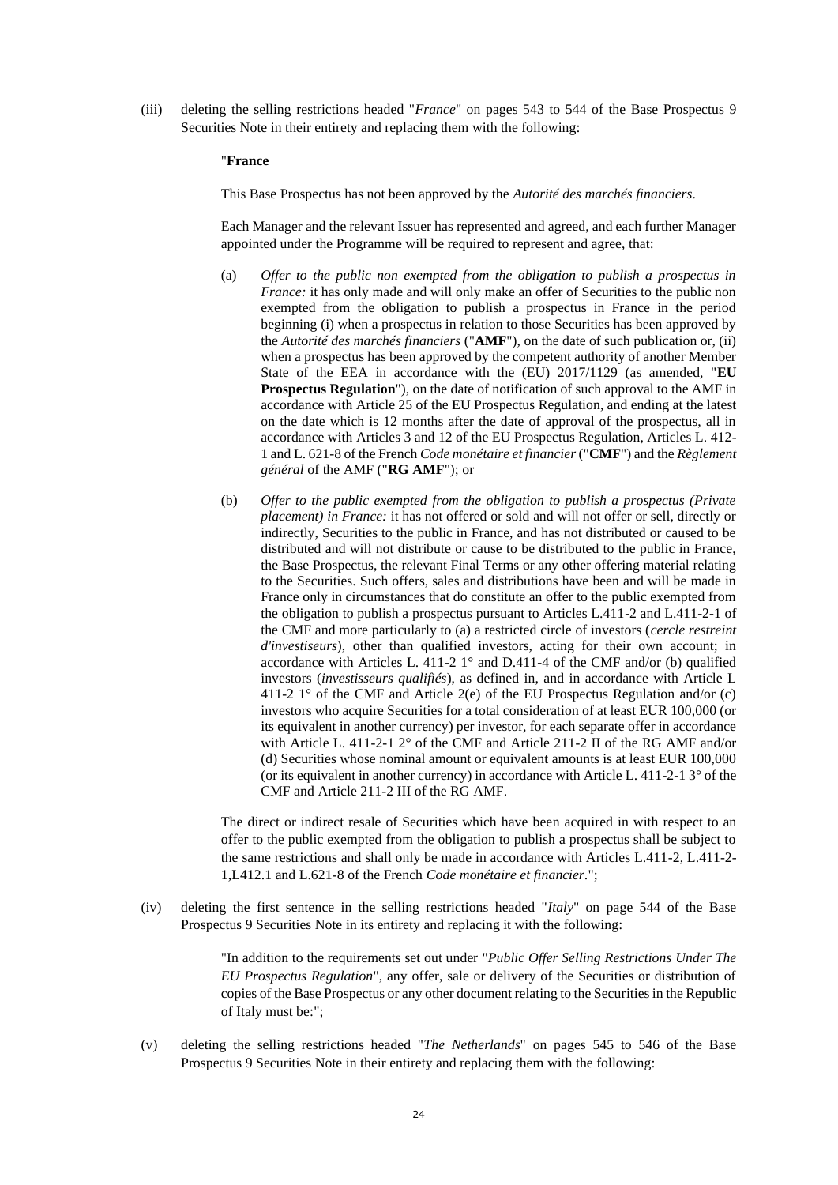(iii) deleting the selling restrictions headed "*France*" on pages 543 to 544 of the Base Prospectus 9 Securities Note in their entirety and replacing them with the following:

> "**France**
>
> This Base Prospectus has not been approved by the *Autorité des marchés financiers*.
>
> Each Manager and the relevant Issuer has represented and agreed, and each further Manager appointed under the Programme will be required to represent and agree, that:
>
> (a) *Offer to the public non exempted from the obligation to publish a prospectus in France:* it has only made and will only make an offer of Securities to the public non exempted from the obligation to publish a prospectus in France in the period beginning (i) when a prospectus in relation to those Securities has been approved by the *Autorité des marchés financiers* ("**AMF**"), on the date of such publication or, (ii) when a prospectus has been approved by the competent authority of another Member State of the EEA in accordance with the (EU) 2017/1129 (as amended, "**EU Prospectus Regulation**"), on the date of notification of such approval to the AMF in accordance with Article 25 of the EU Prospectus Regulation, and ending at the latest on the date which is 12 months after the date of approval of the prospectus, all in accordance with Articles 3 and 12 of the EU Prospectus Regulation, Articles L. 412-1 and L. 621-8 of the French *Code monétaire et financier* ("**CMF**") and the *Règlement général* of the AMF ("**RG AMF**"); or
>
> (b) *Offer to the public exempted from the obligation to publish a prospectus (Private placement) in France:* it has not offered or sold and will not offer or sell, directly or indirectly, Securities to the public in France, and has not distributed or caused to be distributed and will not distribute or cause to be distributed to the public in France, the Base Prospectus, the relevant Final Terms or any other offering material relating to the Securities. Such offers, sales and distributions have been and will be made in France only in circumstances that do constitute an offer to the public exempted from the obligation to publish a prospectus pursuant to Articles L.411-2 and L.411-2-1 of the CMF and more particularly to (a) a restricted circle of investors (*cercle restreint d'investiseurs*), other than qualified investors, acting for their own account; in accordance with Articles L. 411-2 1° and D.411-4 of the CMF and/or (b) qualified investors (*investisseurs qualifiés*), as defined in, and in accordance with Article L 411-2 1° of the CMF and Article 2(e) of the EU Prospectus Regulation and/or (c) investors who acquire Securities for a total consideration of at least EUR 100,000 (or its equivalent in another currency) per investor, for each separate offer in accordance with Article L. 411-2-1 2° of the CMF and Article 211-2 II of the RG AMF and/or (d) Securities whose nominal amount or equivalent amounts is at least EUR 100,000 (or its equivalent in another currency) in accordance with Article L. 411-2-1 3° of the CMF and Article 211-2 III of the RG AMF.
>
> The direct or indirect resale of Securities which have been acquired in with respect to an offer to the public exempted from the obligation to publish a prospectus shall be subject to the same restrictions and shall only be made in accordance with Articles L.411-2, L.411-2-1,L412.1 and L.621-8 of the French *Code monétaire et financier*.";

(iv) deleting the first sentence in the selling restrictions headed "*Italy*" on page 544 of the Base Prospectus 9 Securities Note in its entirety and replacing it with the following:

> "In addition to the requirements set out under "*Public Offer Selling Restrictions Under The EU Prospectus Regulation*", any offer, sale or delivery of the Securities or distribution of copies of the Base Prospectus or any other document relating to the Securities in the Republic of Italy must be:";

(v) deleting the selling restrictions headed "*The Netherlands*" on pages 545 to 546 of the Base Prospectus 9 Securities Note in their entirety and replacing them with the following: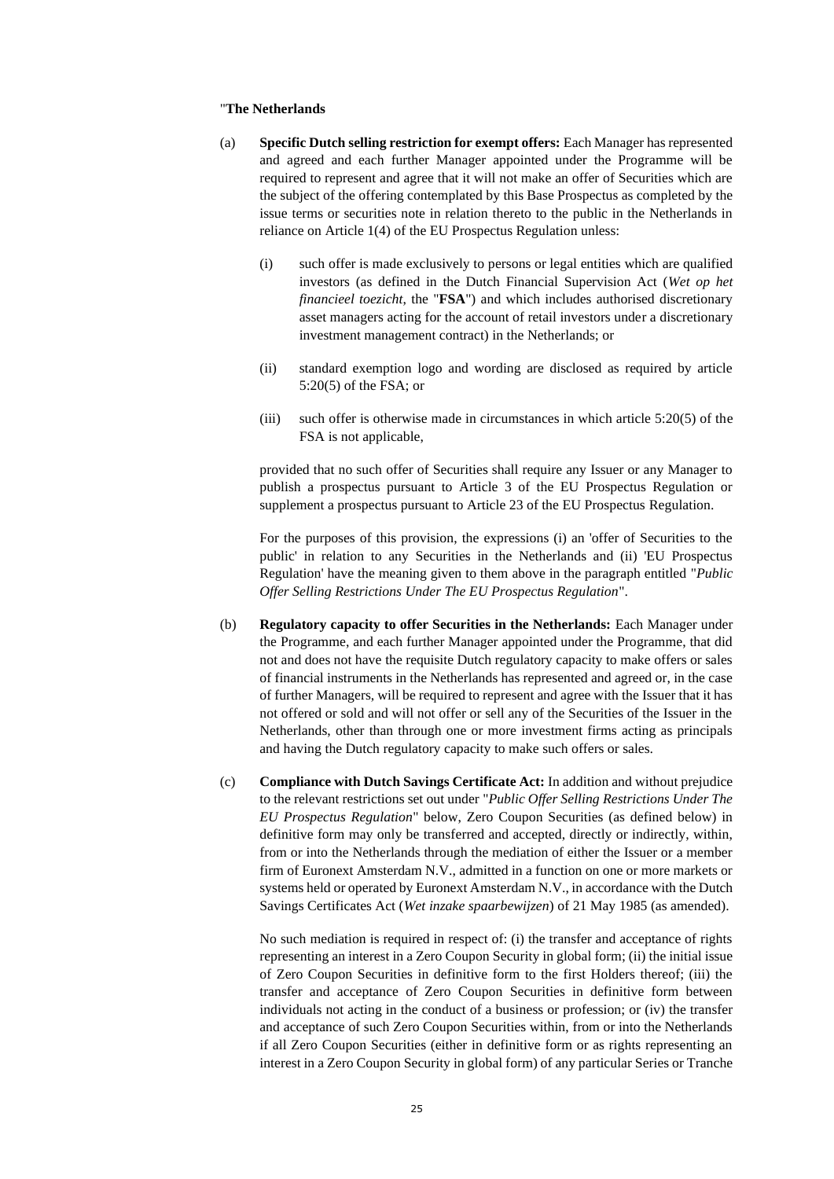"**The Netherlands**

(a) **Specific Dutch selling restriction for exempt offers:** Each Manager has represented and agreed and each further Manager appointed under the Programme will be required to represent and agree that it will not make an offer of Securities which are the subject of the offering contemplated by this Base Prospectus as completed by the issue terms or securities note in relation thereto to the public in the Netherlands in reliance on Article 1(4) of the EU Prospectus Regulation unless:

   (i) such offer is made exclusively to persons or legal entities which are qualified investors (as defined in the Dutch Financial Supervision Act (*Wet op het financieel toezicht*, the "**FSA**") and which includes authorised discretionary asset managers acting for the account of retail investors under a discretionary investment management contract) in the Netherlands; or

   (ii) standard exemption logo and wording are disclosed as required by article 5:20(5) of the FSA; or

   (iii) such offer is otherwise made in circumstances in which article 5:20(5) of the FSA is not applicable,

   provided that no such offer of Securities shall require any Issuer or any Manager to publish a prospectus pursuant to Article 3 of the EU Prospectus Regulation or supplement a prospectus pursuant to Article 23 of the EU Prospectus Regulation.

   For the purposes of this provision, the expressions (i) an 'offer of Securities to the public' in relation to any Securities in the Netherlands and (ii) 'EU Prospectus Regulation' have the meaning given to them above in the paragraph entitled "*Public Offer Selling Restrictions Under The EU Prospectus Regulation*".

(b) **Regulatory capacity to offer Securities in the Netherlands:** Each Manager under the Programme, and each further Manager appointed under the Programme, that did not and does not have the requisite Dutch regulatory capacity to make offers or sales of financial instruments in the Netherlands has represented and agreed or, in the case of further Managers, will be required to represent and agree with the Issuer that it has not offered or sold and will not offer or sell any of the Securities of the Issuer in the Netherlands, other than through one or more investment firms acting as principals and having the Dutch regulatory capacity to make such offers or sales.

(c) **Compliance with Dutch Savings Certificate Act:** In addition and without prejudice to the relevant restrictions set out under "*Public Offer Selling Restrictions Under The EU Prospectus Regulation*" below, Zero Coupon Securities (as defined below) in definitive form may only be transferred and accepted, directly or indirectly, within, from or into the Netherlands through the mediation of either the Issuer or a member firm of Euronext Amsterdam N.V., admitted in a function on one or more markets or systems held or operated by Euronext Amsterdam N.V., in accordance with the Dutch Savings Certificates Act (*Wet inzake spaarbewijzen*) of 21 May 1985 (as amended).

   No such mediation is required in respect of: (i) the transfer and acceptance of rights representing an interest in a Zero Coupon Security in global form; (ii) the initial issue of Zero Coupon Securities in definitive form to the first Holders thereof; (iii) the transfer and acceptance of Zero Coupon Securities in definitive form between individuals not acting in the conduct of a business or profession; or (iv) the transfer and acceptance of such Zero Coupon Securities within, from or into the Netherlands if all Zero Coupon Securities (either in definitive form or as rights representing an interest in a Zero Coupon Security in global form) of any particular Series or Tranche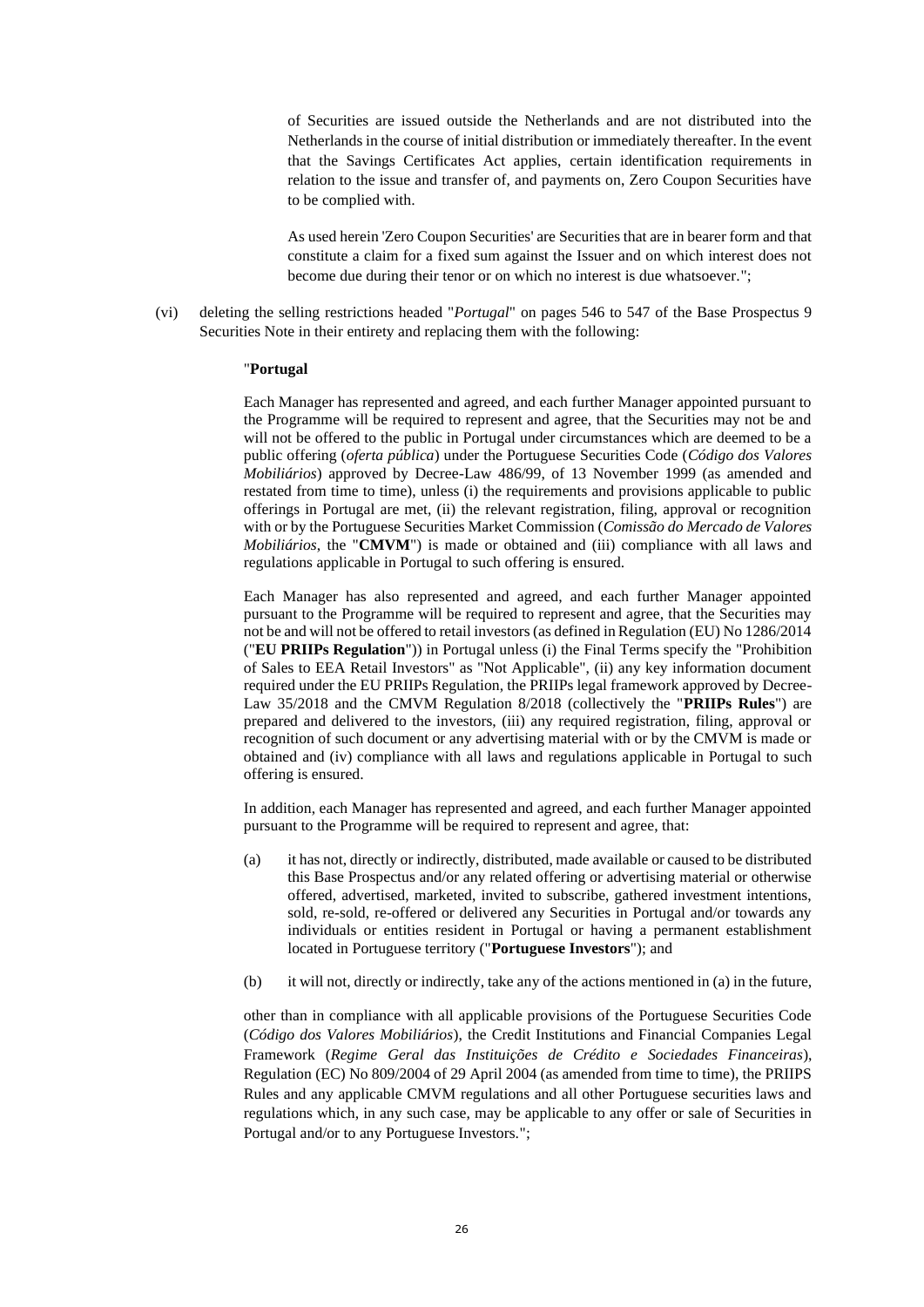of Securities are issued outside the Netherlands and are not distributed into the Netherlands in the course of initial distribution or immediately thereafter. In the event that the Savings Certificates Act applies, certain identification requirements in relation to the issue and transfer of, and payments on, Zero Coupon Securities have to be complied with.

As used herein 'Zero Coupon Securities' are Securities that are in bearer form and that constitute a claim for a fixed sum against the Issuer and on which interest does not become due during their tenor or on which no interest is due whatsoever.";

(vi) deleting the selling restrictions headed "*Portugal*" on pages 546 to 547 of the Base Prospectus 9 Securities Note in their entirety and replacing them with the following:

"**Portugal**

Each Manager has represented and agreed, and each further Manager appointed pursuant to the Programme will be required to represent and agree, that the Securities may not be and will not be offered to the public in Portugal under circumstances which are deemed to be a public offering (*oferta pública*) under the Portuguese Securities Code (*Código dos Valores Mobiliários*) approved by Decree-Law 486/99, of 13 November 1999 (as amended and restated from time to time), unless (i) the requirements and provisions applicable to public offerings in Portugal are met, (ii) the relevant registration, filing, approval or recognition with or by the Portuguese Securities Market Commission (*Comissão do Mercado de Valores Mobiliários*, the "**CMVM**") is made or obtained and (iii) compliance with all laws and regulations applicable in Portugal to such offering is ensured.

Each Manager has also represented and agreed, and each further Manager appointed pursuant to the Programme will be required to represent and agree, that the Securities may not be and will not be offered to retail investors (as defined in Regulation (EU) No 1286/2014 ("**EU PRIIPs Regulation**")) in Portugal unless (i) the Final Terms specify the "Prohibition of Sales to EEA Retail Investors" as "Not Applicable", (ii) any key information document required under the EU PRIIPs Regulation, the PRIIPs legal framework approved by Decree-Law 35/2018 and the CMVM Regulation 8/2018 (collectively the "**PRIIPs Rules**") are prepared and delivered to the investors, (iii) any required registration, filing, approval or recognition of such document or any advertising material with or by the CMVM is made or obtained and (iv) compliance with all laws and regulations applicable in Portugal to such offering is ensured.

In addition, each Manager has represented and agreed, and each further Manager appointed pursuant to the Programme will be required to represent and agree, that:

(a) it has not, directly or indirectly, distributed, made available or caused to be distributed this Base Prospectus and/or any related offering or advertising material or otherwise offered, advertised, marketed, invited to subscribe, gathered investment intentions, sold, re-sold, re-offered or delivered any Securities in Portugal and/or towards any individuals or entities resident in Portugal or having a permanent establishment located in Portuguese territory ("**Portuguese Investors**"); and

(b) it will not, directly or indirectly, take any of the actions mentioned in (a) in the future,

other than in compliance with all applicable provisions of the Portuguese Securities Code (*Código dos Valores Mobiliários*), the Credit Institutions and Financial Companies Legal Framework (*Regime Geral das Instituições de Crédito e Sociedades Financeiras*), Regulation (EC) No 809/2004 of 29 April 2004 (as amended from time to time), the PRIIPS Rules and any applicable CMVM regulations and all other Portuguese securities laws and regulations which, in any such case, may be applicable to any offer or sale of Securities in Portugal and/or to any Portuguese Investors.";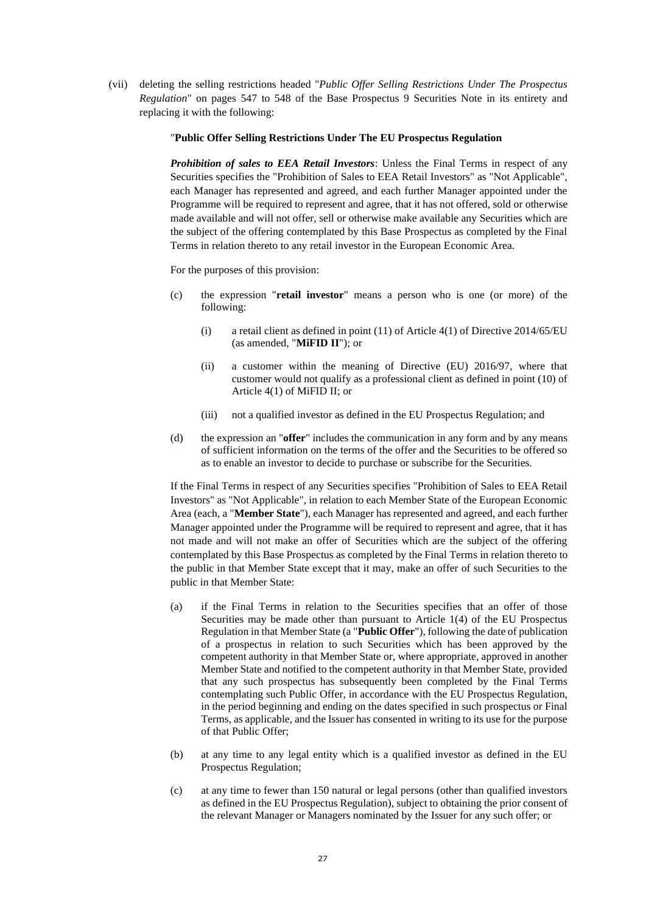(vii) deleting the selling restrictions headed "*Public Offer Selling Restrictions Under The Prospectus Regulation*" on pages 547 to 548 of the Base Prospectus 9 Securities Note in its entirety and replacing it with the following:

"**Public Offer Selling Restrictions Under The EU Prospectus Regulation**

***Prohibition of sales to EEA Retail Investors***: Unless the Final Terms in respect of any Securities specifies the "Prohibition of Sales to EEA Retail Investors" as "Not Applicable", each Manager has represented and agreed, and each further Manager appointed under the Programme will be required to represent and agree, that it has not offered, sold or otherwise made available and will not offer, sell or otherwise make available any Securities which are the subject of the offering contemplated by this Base Prospectus as completed by the Final Terms in relation thereto to any retail investor in the European Economic Area.

For the purposes of this provision:

(c) the expression "**retail investor**" means a person who is one (or more) of the following:

   (i) a retail client as defined in point (11) of Article 4(1) of Directive 2014/65/EU (as amended, "**MiFID II**"); or

   (ii) a customer within the meaning of Directive (EU) 2016/97, where that customer would not qualify as a professional client as defined in point (10) of Article 4(1) of MiFID II; or

   (iii) not a qualified investor as defined in the EU Prospectus Regulation; and

(d) the expression an "**offer**" includes the communication in any form and by any means of sufficient information on the terms of the offer and the Securities to be offered so as to enable an investor to decide to purchase or subscribe for the Securities.

If the Final Terms in respect of any Securities specifies "Prohibition of Sales to EEA Retail Investors" as "Not Applicable", in relation to each Member State of the European Economic Area (each, a "**Member State**"), each Manager has represented and agreed, and each further Manager appointed under the Programme will be required to represent and agree, that it has not made and will not make an offer of Securities which are the subject of the offering contemplated by this Base Prospectus as completed by the Final Terms in relation thereto to the public in that Member State except that it may, make an offer of such Securities to the public in that Member State:

(a) if the Final Terms in relation to the Securities specifies that an offer of those Securities may be made other than pursuant to Article 1(4) of the EU Prospectus Regulation in that Member State (a "**Public Offer**"), following the date of publication of a prospectus in relation to such Securities which has been approved by the competent authority in that Member State or, where appropriate, approved in another Member State and notified to the competent authority in that Member State, provided that any such prospectus has subsequently been completed by the Final Terms contemplating such Public Offer, in accordance with the EU Prospectus Regulation, in the period beginning and ending on the dates specified in such prospectus or Final Terms, as applicable, and the Issuer has consented in writing to its use for the purpose of that Public Offer;

(b) at any time to any legal entity which is a qualified investor as defined in the EU Prospectus Regulation;

(c) at any time to fewer than 150 natural or legal persons (other than qualified investors as defined in the EU Prospectus Regulation), subject to obtaining the prior consent of the relevant Manager or Managers nominated by the Issuer for any such offer; or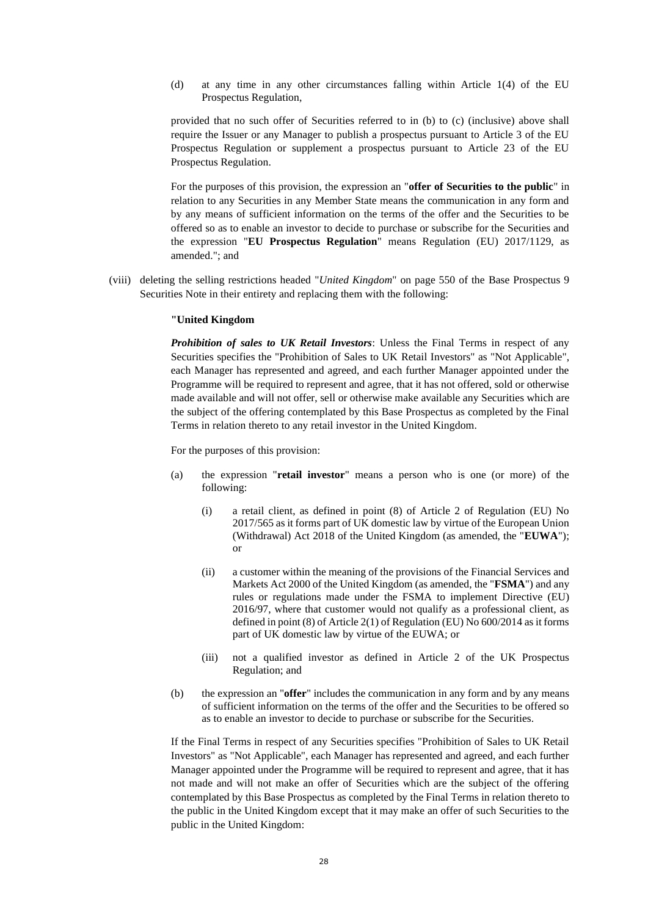(d) at any time in any other circumstances falling within Article 1(4) of the EU Prospectus Regulation,

provided that no such offer of Securities referred to in (b) to (c) (inclusive) above shall require the Issuer or any Manager to publish a prospectus pursuant to Article 3 of the EU Prospectus Regulation or supplement a prospectus pursuant to Article 23 of the EU Prospectus Regulation.

For the purposes of this provision, the expression an "**offer of Securities to the public**" in relation to any Securities in any Member State means the communication in any form and by any means of sufficient information on the terms of the offer and the Securities to be offered so as to enable an investor to decide to purchase or subscribe for the Securities and the expression "**EU Prospectus Regulation**" means Regulation (EU) 2017/1129, as amended."; and

(viii) deleting the selling restrictions headed "*United Kingdom*" on page 550 of the Base Prospectus 9 Securities Note in their entirety and replacing them with the following:

**"United Kingdom**

***Prohibition of sales to UK Retail Investors***: Unless the Final Terms in respect of any Securities specifies the "Prohibition of Sales to UK Retail Investors" as "Not Applicable", each Manager has represented and agreed, and each further Manager appointed under the Programme will be required to represent and agree, that it has not offered, sold or otherwise made available and will not offer, sell or otherwise make available any Securities which are the subject of the offering contemplated by this Base Prospectus as completed by the Final Terms in relation thereto to any retail investor in the United Kingdom.

For the purposes of this provision:

(a) the expression "**retail investor**" means a person who is one (or more) of the following:

(i) a retail client, as defined in point (8) of Article 2 of Regulation (EU) No 2017/565 as it forms part of UK domestic law by virtue of the European Union (Withdrawal) Act 2018 of the United Kingdom (as amended, the "**EUWA**"); or

(ii) a customer within the meaning of the provisions of the Financial Services and Markets Act 2000 of the United Kingdom (as amended, the "**FSMA**") and any rules or regulations made under the FSMA to implement Directive (EU) 2016/97, where that customer would not qualify as a professional client, as defined in point (8) of Article 2(1) of Regulation (EU) No 600/2014 as it forms part of UK domestic law by virtue of the EUWA; or

(iii) not a qualified investor as defined in Article 2 of the UK Prospectus Regulation; and

(b) the expression an "**offer**" includes the communication in any form and by any means of sufficient information on the terms of the offer and the Securities to be offered so as to enable an investor to decide to purchase or subscribe for the Securities.

If the Final Terms in respect of any Securities specifies "Prohibition of Sales to UK Retail Investors" as "Not Applicable", each Manager has represented and agreed, and each further Manager appointed under the Programme will be required to represent and agree, that it has not made and will not make an offer of Securities which are the subject of the offering contemplated by this Base Prospectus as completed by the Final Terms in relation thereto to the public in the United Kingdom except that it may make an offer of such Securities to the public in the United Kingdom: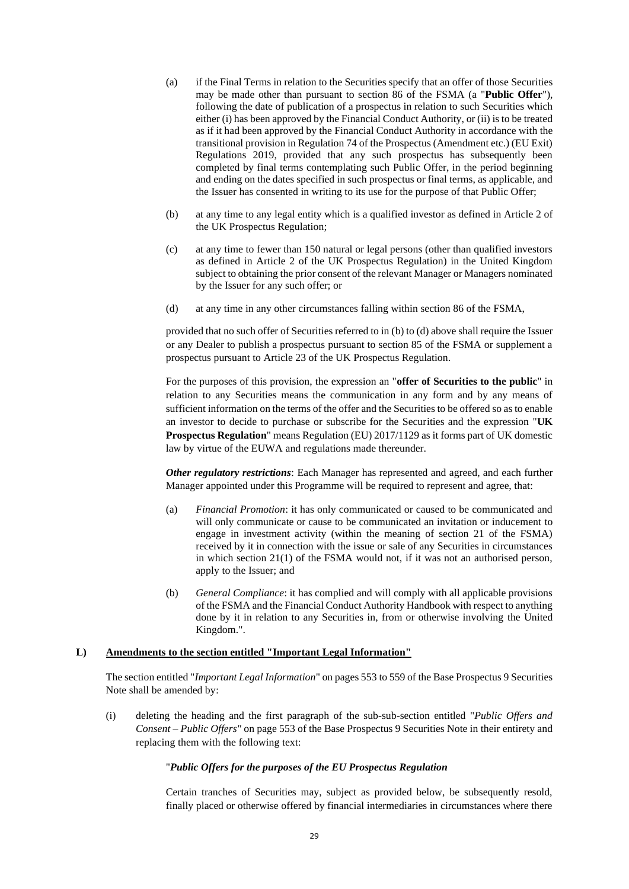(a) if the Final Terms in relation to the Securities specify that an offer of those Securities may be made other than pursuant to section 86 of the FSMA (a "**Public Offer**"), following the date of publication of a prospectus in relation to such Securities which either (i) has been approved by the Financial Conduct Authority, or (ii) is to be treated as if it had been approved by the Financial Conduct Authority in accordance with the transitional provision in Regulation 74 of the Prospectus (Amendment etc.) (EU Exit) Regulations 2019, provided that any such prospectus has subsequently been completed by final terms contemplating such Public Offer, in the period beginning and ending on the dates specified in such prospectus or final terms, as applicable, and the Issuer has consented in writing to its use for the purpose of that Public Offer;

(b) at any time to any legal entity which is a qualified investor as defined in Article 2 of the UK Prospectus Regulation;

(c) at any time to fewer than 150 natural or legal persons (other than qualified investors as defined in Article 2 of the UK Prospectus Regulation) in the United Kingdom subject to obtaining the prior consent of the relevant Manager or Managers nominated by the Issuer for any such offer; or

(d) at any time in any other circumstances falling within section 86 of the FSMA,

provided that no such offer of Securities referred to in (b) to (d) above shall require the Issuer or any Dealer to publish a prospectus pursuant to section 85 of the FSMA or supplement a prospectus pursuant to Article 23 of the UK Prospectus Regulation.

For the purposes of this provision, the expression an "**offer of Securities to the public**" in relation to any Securities means the communication in any form and by any means of sufficient information on the terms of the offer and the Securities to be offered so as to enable an investor to decide to purchase or subscribe for the Securities and the expression "**UK Prospectus Regulation**" means Regulation (EU) 2017/1129 as it forms part of UK domestic law by virtue of the EUWA and regulations made thereunder.

***Other regulatory restrictions***: Each Manager has represented and agreed, and each further Manager appointed under this Programme will be required to represent and agree, that:

(a) *Financial Promotion*: it has only communicated or caused to be communicated and will only communicate or cause to be communicated an invitation or inducement to engage in investment activity (within the meaning of section 21 of the FSMA) received by it in connection with the issue or sale of any Securities in circumstances in which section 21(1) of the FSMA would not, if it was not an authorised person, apply to the Issuer; and

(b) *General Compliance*: it has complied and will comply with all applicable provisions of the FSMA and the Financial Conduct Authority Handbook with respect to anything done by it in relation to any Securities in, from or otherwise involving the United Kingdom.".

## L) Amendments to the section entitled "Important Legal Information"

The section entitled "*Important Legal Information*" on pages 553 to 559 of the Base Prospectus 9 Securities Note shall be amended by:

(i) deleting the heading and the first paragraph of the sub-sub-section entitled "*Public Offers and Consent – Public Offers"* on page 553 of the Base Prospectus 9 Securities Note in their entirety and replacing them with the following text:

"***Public Offers for the purposes of the EU Prospectus Regulation***

Certain tranches of Securities may, subject as provided below, be subsequently resold, finally placed or otherwise offered by financial intermediaries in circumstances where there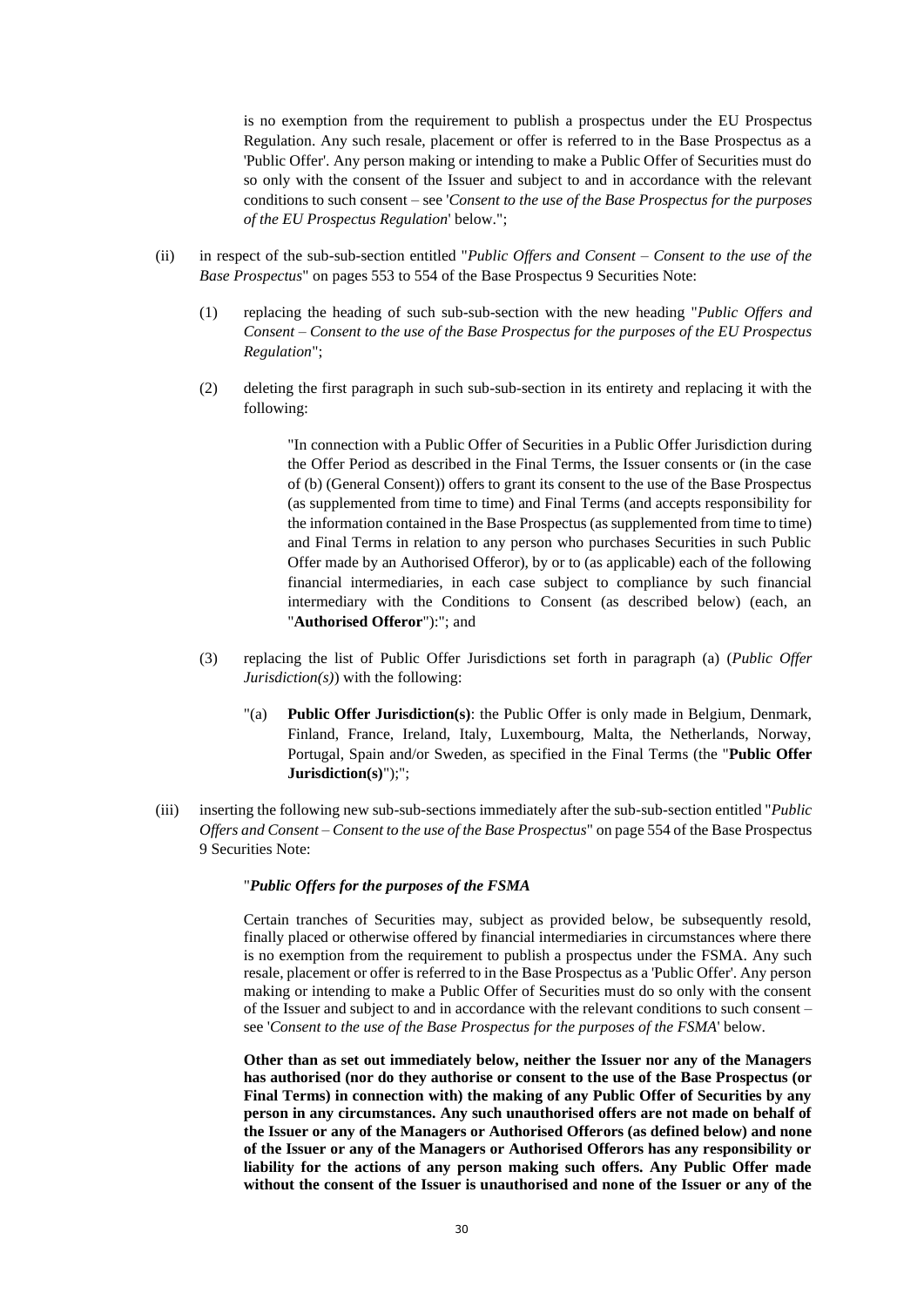is no exemption from the requirement to publish a prospectus under the EU Prospectus Regulation. Any such resale, placement or offer is referred to in the Base Prospectus as a 'Public Offer'. Any person making or intending to make a Public Offer of Securities must do so only with the consent of the Issuer and subject to and in accordance with the relevant conditions to such consent – see '*Consent to the use of the Base Prospectus for the purposes of the EU Prospectus Regulation*' below.";

(ii) in respect of the sub-sub-section entitled "*Public Offers and Consent – Consent to the use of the Base Prospectus*" on pages 553 to 554 of the Base Prospectus 9 Securities Note:

(1) replacing the heading of such sub-sub-section with the new heading "*Public Offers and Consent – Consent to the use of the Base Prospectus for the purposes of the EU Prospectus Regulation*";

(2) deleting the first paragraph in such sub-sub-section in its entirety and replacing it with the following:

> "In connection with a Public Offer of Securities in a Public Offer Jurisdiction during the Offer Period as described in the Final Terms, the Issuer consents or (in the case of (b) (General Consent)) offers to grant its consent to the use of the Base Prospectus (as supplemented from time to time) and Final Terms (and accepts responsibility for the information contained in the Base Prospectus (as supplemented from time to time) and Final Terms in relation to any person who purchases Securities in such Public Offer made by an Authorised Offeror), by or to (as applicable) each of the following financial intermediaries, in each case subject to compliance by such financial intermediary with the Conditions to Consent (as described below) (each, an "**Authorised Offeror**"):"; and

(3) replacing the list of Public Offer Jurisdictions set forth in paragraph (a) (*Public Offer Jurisdiction(s)*) with the following:

> "(a) **Public Offer Jurisdiction(s)**: the Public Offer is only made in Belgium, Denmark, Finland, France, Ireland, Italy, Luxembourg, Malta, the Netherlands, Norway, Portugal, Spain and/or Sweden, as specified in the Final Terms (the "**Public Offer Jurisdiction(s)**");";

(iii) inserting the following new sub-sub-sections immediately after the sub-sub-section entitled "*Public Offers and Consent – Consent to the use of the Base Prospectus*" on page 554 of the Base Prospectus 9 Securities Note:

> "***Public Offers for the purposes of the FSMA***
>
> Certain tranches of Securities may, subject as provided below, be subsequently resold, finally placed or otherwise offered by financial intermediaries in circumstances where there is no exemption from the requirement to publish a prospectus under the FSMA. Any such resale, placement or offer is referred to in the Base Prospectus as a 'Public Offer'. Any person making or intending to make a Public Offer of Securities must do so only with the consent of the Issuer and subject to and in accordance with the relevant conditions to such consent – see '*Consent to the use of the Base Prospectus for the purposes of the FSMA*' below.
>
> **Other than as set out immediately below, neither the Issuer nor any of the Managers has authorised (nor do they authorise or consent to the use of the Base Prospectus (or Final Terms) in connection with) the making of any Public Offer of Securities by any person in any circumstances. Any such unauthorised offers are not made on behalf of the Issuer or any of the Managers or Authorised Offerors (as defined below) and none of the Issuer or any of the Managers or Authorised Offerors has any responsibility or liability for the actions of any person making such offers. Any Public Offer made without the consent of the Issuer is unauthorised and none of the Issuer or any of the**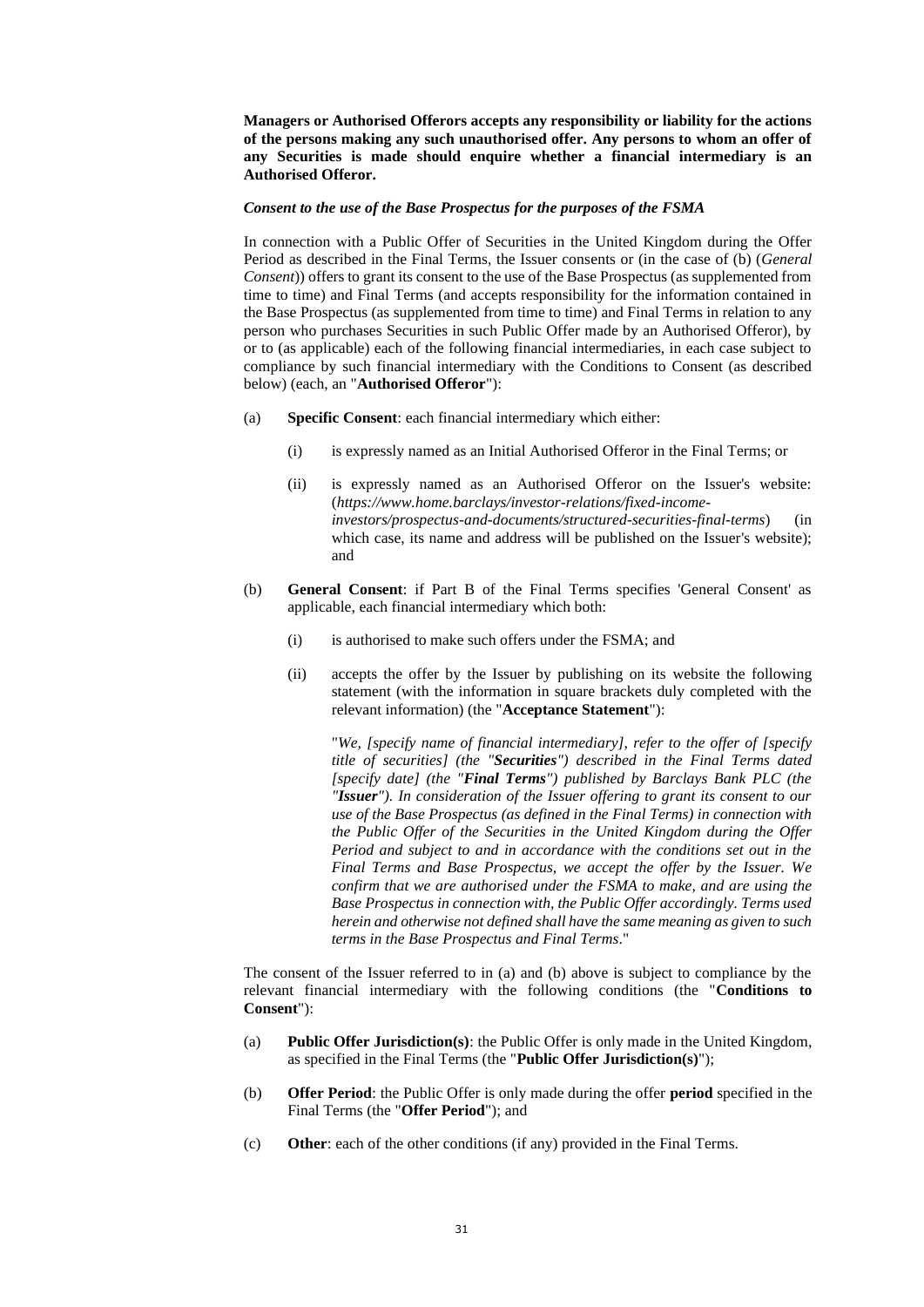**Managers or Authorised Offerors accepts any responsibility or liability for the actions of the persons making any such unauthorised offer. Any persons to whom an offer of any Securities is made should enquire whether a financial intermediary is an Authorised Offeror.**

***Consent to the use of the Base Prospectus for the purposes of the FSMA***

In connection with a Public Offer of Securities in the United Kingdom during the Offer Period as described in the Final Terms, the Issuer consents or (in the case of (b) (*General Consent*)) offers to grant its consent to the use of the Base Prospectus (as supplemented from time to time) and Final Terms (and accepts responsibility for the information contained in the Base Prospectus (as supplemented from time to time) and Final Terms in relation to any person who purchases Securities in such Public Offer made by an Authorised Offeror), by or to (as applicable) each of the following financial intermediaries, in each case subject to compliance by such financial intermediary with the Conditions to Consent (as described below) (each, an "**Authorised Offeror**"):

(a) **Specific Consent**: each financial intermediary which either:

   (i) is expressly named as an Initial Authorised Offeror in the Final Terms; or

   (ii) is expressly named as an Authorised Offeror on the Issuer's website: (*https://www.home.barclays/investor-relations/fixed-income-investors/prospectus-and-documents/structured-securities-final-terms*) (in which case, its name and address will be published on the Issuer's website); and

(b) **General Consent**: if Part B of the Final Terms specifies 'General Consent' as applicable, each financial intermediary which both:

   (i) is authorised to make such offers under the FSMA; and

   (ii) accepts the offer by the Issuer by publishing on its website the following statement (with the information in square brackets duly completed with the relevant information) (the "**Acceptance Statement**"):

   "*We, [specify name of financial intermediary], refer to the offer of [specify title of securities] (the "**Securities**") described in the Final Terms dated [specify date] (the "**Final Terms**") published by Barclays Bank PLC (the "**Issuer**"). In consideration of the Issuer offering to grant its consent to our use of the Base Prospectus (as defined in the Final Terms) in connection with the Public Offer of the Securities in the United Kingdom during the Offer Period and subject to and in accordance with the conditions set out in the Final Terms and Base Prospectus, we accept the offer by the Issuer. We confirm that we are authorised under the FSMA to make, and are using the Base Prospectus in connection with, the Public Offer accordingly. Terms used herein and otherwise not defined shall have the same meaning as given to such terms in the Base Prospectus and Final Terms*."

The consent of the Issuer referred to in (a) and (b) above is subject to compliance by the relevant financial intermediary with the following conditions (the "**Conditions to Consent**"):

(a) **Public Offer Jurisdiction(s)**: the Public Offer is only made in the United Kingdom, as specified in the Final Terms (the "**Public Offer Jurisdiction(s)**");

(b) **Offer Period**: the Public Offer is only made during the offer **period** specified in the Final Terms (the "**Offer Period**"); and

(c) **Other**: each of the other conditions (if any) provided in the Final Terms.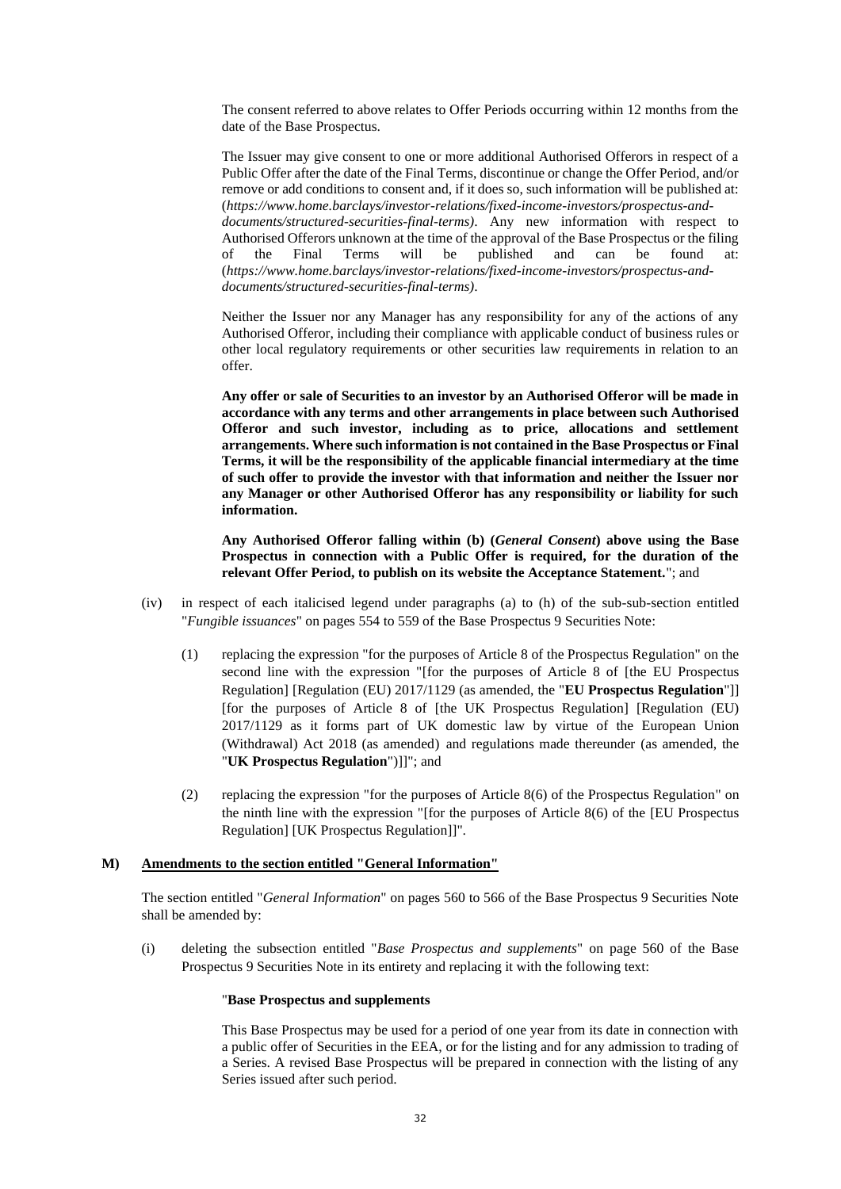The consent referred to above relates to Offer Periods occurring within 12 months from the date of the Base Prospectus.

The Issuer may give consent to one or more additional Authorised Offerors in respect of a Public Offer after the date of the Final Terms, discontinue or change the Offer Period, and/or remove or add conditions to consent and, if it does so, such information will be published at: (*https://www.home.barclays/investor-relations/fixed-income-investors/prospectus-and-documents/structured-securities-final-terms)*. Any new information with respect to Authorised Offerors unknown at the time of the approval of the Base Prospectus or the filing of the Final Terms will be published and can be found at: (*https://www.home.barclays/investor-relations/fixed-income-investors/prospectus-and-documents/structured-securities-final-terms)*.

Neither the Issuer nor any Manager has any responsibility for any of the actions of any Authorised Offeror, including their compliance with applicable conduct of business rules or other local regulatory requirements or other securities law requirements in relation to an offer.

**Any offer or sale of Securities to an investor by an Authorised Offeror will be made in accordance with any terms and other arrangements in place between such Authorised Offeror and such investor, including as to price, allocations and settlement arrangements. Where such information is not contained in the Base Prospectus or Final Terms, it will be the responsibility of the applicable financial intermediary at the time of such offer to provide the investor with that information and neither the Issuer nor any Manager or other Authorised Offeror has any responsibility or liability for such information.**

**Any Authorised Offeror falling within (b) (*General Consent*) above using the Base Prospectus in connection with a Public Offer is required, for the duration of the relevant Offer Period, to publish on its website the Acceptance Statement.**"; and

(iv) in respect of each italicised legend under paragraphs (a) to (h) of the sub-sub-section entitled "*Fungible issuances*" on pages 554 to 559 of the Base Prospectus 9 Securities Note:

(1) replacing the expression "for the purposes of Article 8 of the Prospectus Regulation" on the second line with the expression "[for the purposes of Article 8 of [the EU Prospectus Regulation] [Regulation (EU) 2017/1129 (as amended, the "**EU Prospectus Regulation**"]] [for the purposes of Article 8 of [the UK Prospectus Regulation] [Regulation (EU) 2017/1129 as it forms part of UK domestic law by virtue of the European Union (Withdrawal) Act 2018 (as amended) and regulations made thereunder (as amended, the "**UK Prospectus Regulation**")]]"; and

(2) replacing the expression "for the purposes of Article 8(6) of the Prospectus Regulation" on the ninth line with the expression "[for the purposes of Article 8(6) of the [EU Prospectus Regulation] [UK Prospectus Regulation]]".

## M) Amendments to the section entitled "General Information"

The section entitled "*General Information*" on pages 560 to 566 of the Base Prospectus 9 Securities Note shall be amended by:

(i) deleting the subsection entitled "*Base Prospectus and supplements*" on page 560 of the Base Prospectus 9 Securities Note in its entirety and replacing it with the following text:

"**Base Prospectus and supplements**

This Base Prospectus may be used for a period of one year from its date in connection with a public offer of Securities in the EEA, or for the listing and for any admission to trading of a Series. A revised Base Prospectus will be prepared in connection with the listing of any Series issued after such period.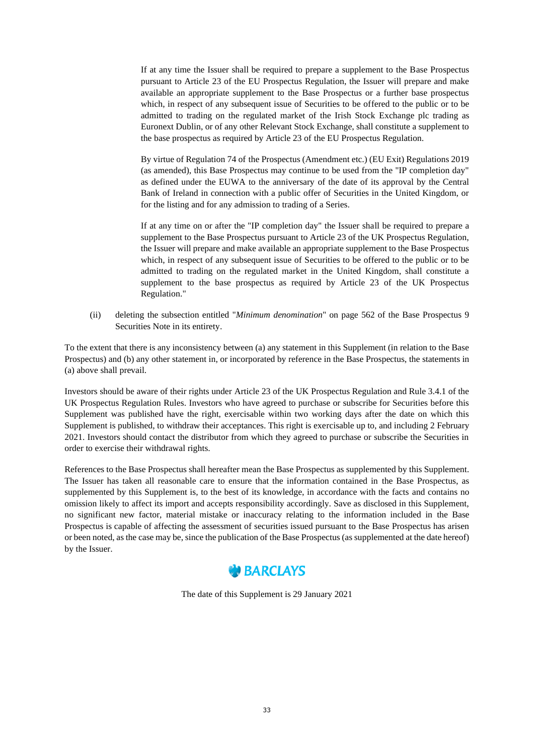If at any time the Issuer shall be required to prepare a supplement to the Base Prospectus pursuant to Article 23 of the EU Prospectus Regulation, the Issuer will prepare and make available an appropriate supplement to the Base Prospectus or a further base prospectus which, in respect of any subsequent issue of Securities to be offered to the public or to be admitted to trading on the regulated market of the Irish Stock Exchange plc trading as Euronext Dublin, or of any other Relevant Stock Exchange, shall constitute a supplement to the base prospectus as required by Article 23 of the EU Prospectus Regulation.

By virtue of Regulation 74 of the Prospectus (Amendment etc.) (EU Exit) Regulations 2019 (as amended), this Base Prospectus may continue to be used from the "IP completion day" as defined under the EUWA to the anniversary of the date of its approval by the Central Bank of Ireland in connection with a public offer of Securities in the United Kingdom, or for the listing and for any admission to trading of a Series.

If at any time on or after the "IP completion day" the Issuer shall be required to prepare a supplement to the Base Prospectus pursuant to Article 23 of the UK Prospectus Regulation, the Issuer will prepare and make available an appropriate supplement to the Base Prospectus which, in respect of any subsequent issue of Securities to be offered to the public or to be admitted to trading on the regulated market in the United Kingdom, shall constitute a supplement to the base prospectus as required by Article 23 of the UK Prospectus Regulation."

(ii) deleting the subsection entitled "*Minimum denomination*" on page 562 of the Base Prospectus 9 Securities Note in its entirety.

To the extent that there is any inconsistency between (a) any statement in this Supplement (in relation to the Base Prospectus) and (b) any other statement in, or incorporated by reference in the Base Prospectus, the statements in (a) above shall prevail.

Investors should be aware of their rights under Article 23 of the UK Prospectus Regulation and Rule 3.4.1 of the UK Prospectus Regulation Rules. Investors who have agreed to purchase or subscribe for Securities before this Supplement was published have the right, exercisable within two working days after the date on which this Supplement is published, to withdraw their acceptances. This right is exercisable up to, and including 2 February 2021. Investors should contact the distributor from which they agreed to purchase or subscribe the Securities in order to exercise their withdrawal rights.

References to the Base Prospectus shall hereafter mean the Base Prospectus as supplemented by this Supplement. The Issuer has taken all reasonable care to ensure that the information contained in the Base Prospectus, as supplemented by this Supplement is, to the best of its knowledge, in accordance with the facts and contains no omission likely to affect its import and accepts responsibility accordingly. Save as disclosed in this Supplement, no significant new factor, material mistake or inaccuracy relating to the information included in the Base Prospectus is capable of affecting the assessment of securities issued pursuant to the Base Prospectus has arisen or been noted, as the case may be, since the publication of the Base Prospectus (as supplemented at the date hereof) by the Issuer.

BARCLAYS

The date of this Supplement is 29 January 2021